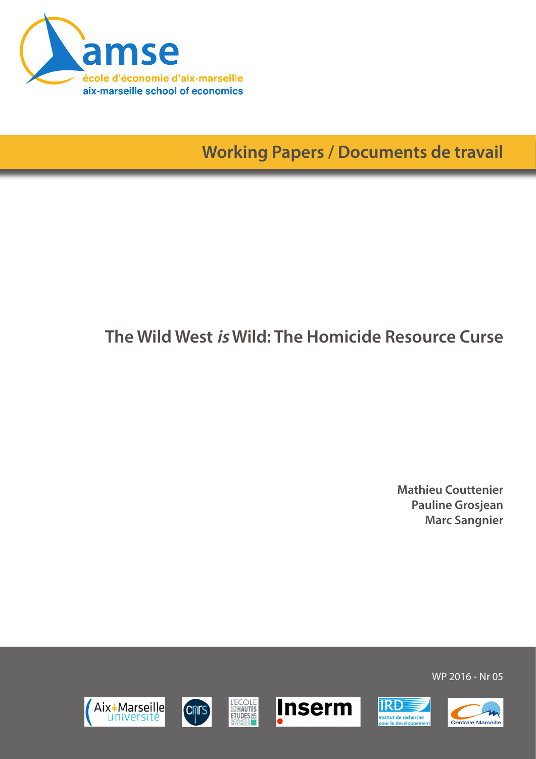amse

école d'économie d'aix-marseille

aix-marseille school of economics

Working Papers / Documents de travail

# The Wild West *is* Wild: The Homicide Resource Curse

**Mathieu Couttenier**
**Pauline Grosjean**
**Marc Sangnier**

WP 2016 - Nr 05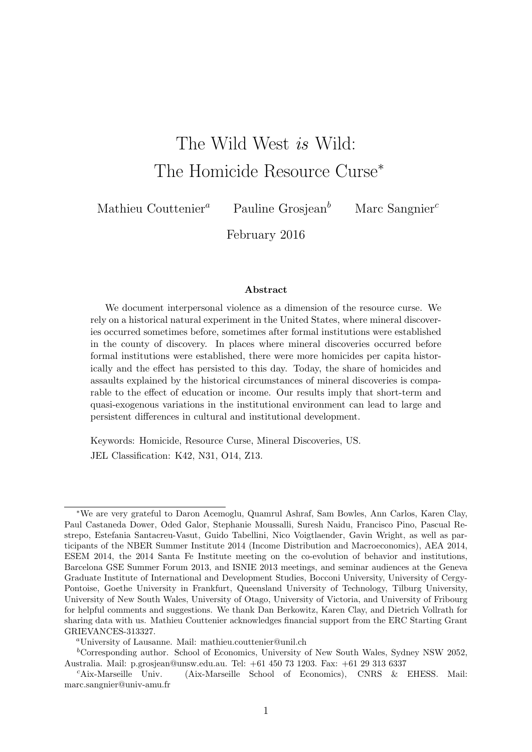# The Wild West *is* Wild: The Homicide Resource Curse*

Mathieu Couttenier[a] Pauline Grosjean[b] Marc Sangnier[c]

February 2016

### Abstract

We document interpersonal violence as a dimension of the resource curse. We rely on a historical natural experiment in the United States, where mineral discoveries occurred sometimes before, sometimes after formal institutions were established in the county of discovery. In places where mineral discoveries occurred before formal institutions were established, there were more homicides per capita historically and the effect has persisted to this day. Today, the share of homicides and assaults explained by the historical circumstances of mineral discoveries is comparable to the effect of education or income. Our results imply that short-term and quasi-exogenous variations in the institutional environment can lead to large and persistent differences in cultural and institutional development.

Keywords: Homicide, Resource Curse, Mineral Discoveries, US.

JEL Classification: K42, N31, O14, Z13.

---

*We are very grateful to Daron Acemoglu, Quamrul Ashraf, Sam Bowles, Ann Carlos, Karen Clay, Paul Castaneda Dower, Oded Galor, Stephanie Moussalli, Suresh Naidu, Francisco Pino, Pascual Restrepo, Estefania Santacreu-Vasut, Guido Tabellini, Nico Voigtlaender, Gavin Wright, as well as participants of the NBER Summer Institute 2014 (Income Distribution and Macroeconomics), AEA 2014, ESEM 2014, the 2014 Santa Fe Institute meeting on the co-evolution of behavior and institutions, Barcelona GSE Summer Forum 2013, and ISNIE 2013 meetings, and seminar audiences at the Geneva Graduate Institute of International and Development Studies, Bocconi University, University of Cergy-Pontoise, Goethe University in Frankfurt, Queensland University of Technology, Tilburg University, University of New South Wales, University of Otago, University of Victoria, and University of Fribourg for helpful comments and suggestions. We thank Dan Berkowitz, Karen Clay, and Dietrich Vollrath for sharing data with us. Mathieu Couttenier acknowledges financial support from the ERC Starting Grant GRIEVANCES-313327.

[a]University of Lausanne. Mail: mathieu.couttenier@unil.ch

[b]Corresponding author. School of Economics, University of New South Wales, Sydney NSW 2052, Australia. Mail: p.grosjean@unsw.edu.au. Tel: +61 450 73 1203. Fax: +61 29 313 6337

[c]Aix-Marseille Univ. (Aix-Marseille School of Economics), CNRS & EHESS. Mail: marc.sangnier@univ-amu.fr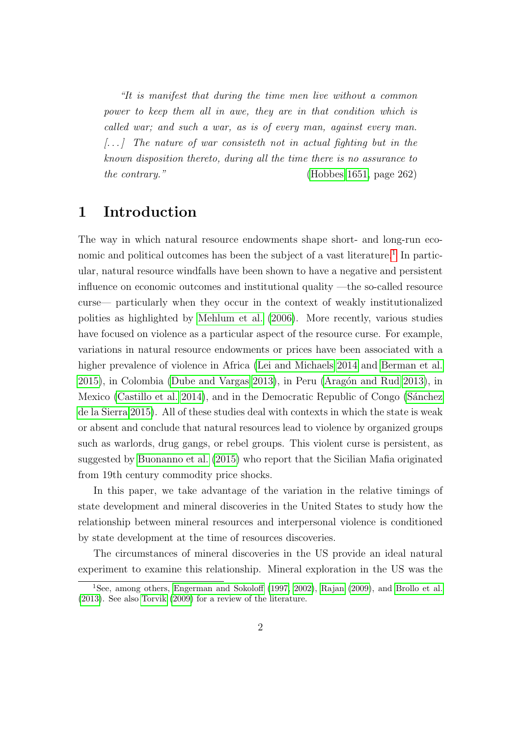> *"It is manifest that during the time men live without a common power to keep them all in awe, they are in that condition which is called war; and such a war, as is of every man, against every man. [...] The nature of war consisteth not in actual fighting but in the known disposition thereto, during all the time there is no assurance to the contrary."* (Hobbes 1651, page 262)

# 1 Introduction

The way in which natural resource endowments shape short- and long-run economic and political outcomes has been the subject of a vast literature.[1] In particular, natural resource windfalls have been shown to have a negative and persistent influence on economic outcomes and institutional quality —the so-called resource curse— particularly when they occur in the context of weakly institutionalized polities as highlighted by Mehlum et al. (2006). More recently, various studies have focused on violence as a particular aspect of the resource curse. For example, variations in natural resource endowments or prices have been associated with a higher prevalence of violence in Africa (Lei and Michaels 2014 and Berman et al. 2015), in Colombia (Dube and Vargas 2013), in Peru (Aragón and Rud 2013), in Mexico (Castillo et al. 2014), and in the Democratic Republic of Congo (Sánchez de la Sierra 2015). All of these studies deal with contexts in which the state is weak or absent and conclude that natural resources lead to violence by organized groups such as warlords, drug gangs, or rebel groups. This violent curse is persistent, as suggested by Buonanno et al. (2015) who report that the Sicilian Mafia originated from 19th century commodity price shocks.

In this paper, we take advantage of the variation in the relative timings of state development and mineral discoveries in the United States to study how the relationship between mineral resources and interpersonal violence is conditioned by state development at the time of resources discoveries.

The circumstances of mineral discoveries in the US provide an ideal natural experiment to examine this relationship. Mineral exploration in the US was the

[1] See, among others, Engerman and Sokoloff (1997, 2002), Rajan (2009), and Brollo et al. (2013). See also Torvik (2009) for a review of the literature.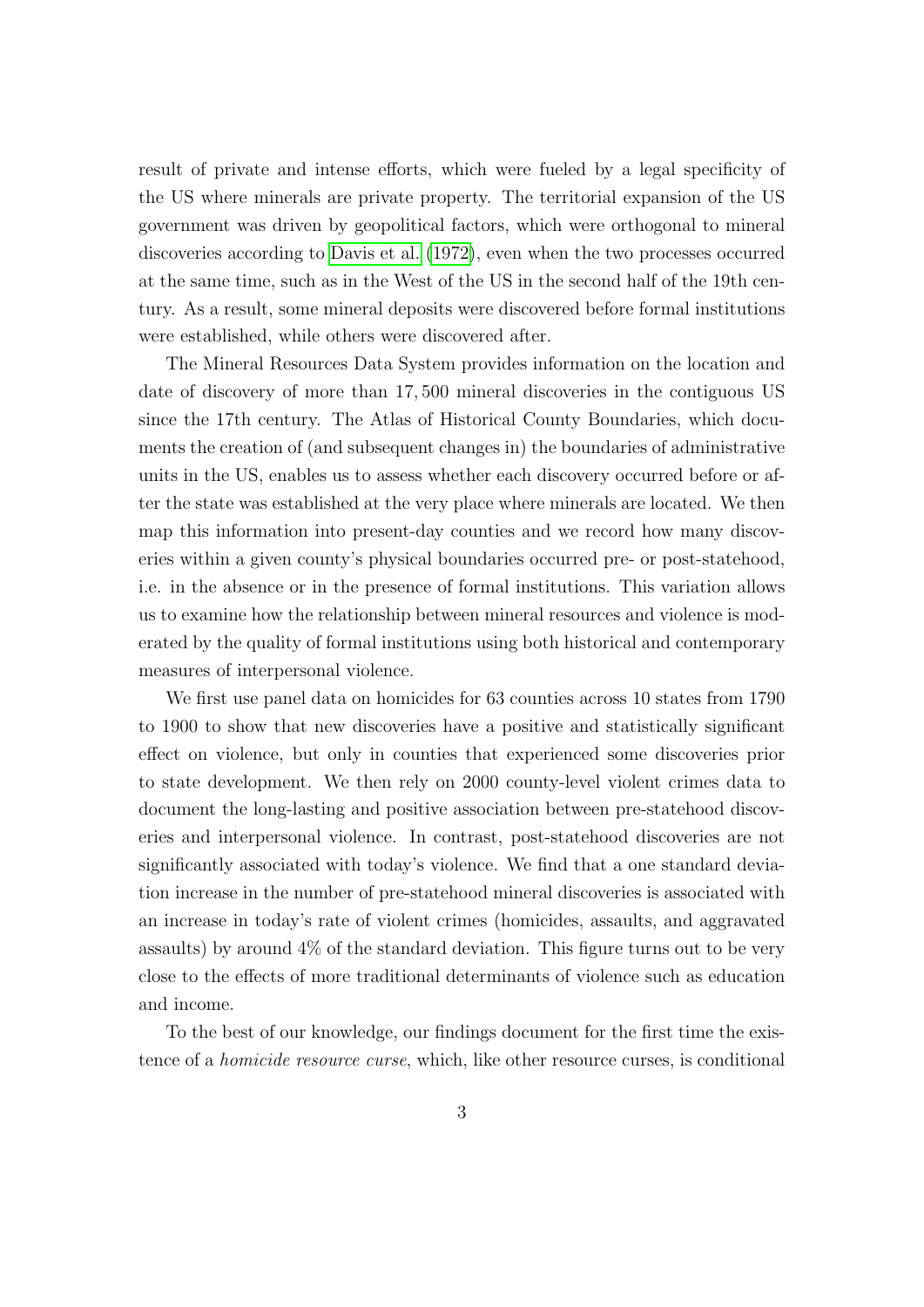result of private and intense efforts, which were fueled by a legal specificity of the US where minerals are private property. The territorial expansion of the US government was driven by geopolitical factors, which were orthogonal to mineral discoveries according to Davis et al. (1972), even when the two processes occurred at the same time, such as in the West of the US in the second half of the 19th century. As a result, some mineral deposits were discovered before formal institutions were established, while others were discovered after.

The Mineral Resources Data System provides information on the location and date of discovery of more than 17,500 mineral discoveries in the contiguous US since the 17th century. The Atlas of Historical County Boundaries, which documents the creation of (and subsequent changes in) the boundaries of administrative units in the US, enables us to assess whether each discovery occurred before or after the state was established at the very place where minerals are located. We then map this information into present-day counties and we record how many discoveries within a given county's physical boundaries occurred pre- or post-statehood, i.e. in the absence or in the presence of formal institutions. This variation allows us to examine how the relationship between mineral resources and violence is moderated by the quality of formal institutions using both historical and contemporary measures of interpersonal violence.

We first use panel data on homicides for 63 counties across 10 states from 1790 to 1900 to show that new discoveries have a positive and statistically significant effect on violence, but only in counties that experienced some discoveries prior to state development. We then rely on 2000 county-level violent crimes data to document the long-lasting and positive association between pre-statehood discoveries and interpersonal violence. In contrast, post-statehood discoveries are not significantly associated with today's violence. We find that a one standard deviation increase in the number of pre-statehood mineral discoveries is associated with an increase in today's rate of violent crimes (homicides, assaults, and aggravated assaults) by around 4% of the standard deviation. This figure turns out to be very close to the effects of more traditional determinants of violence such as education and income.

To the best of our knowledge, our findings document for the first time the existence of a *homicide resource curse*, which, like other resource curses, is conditional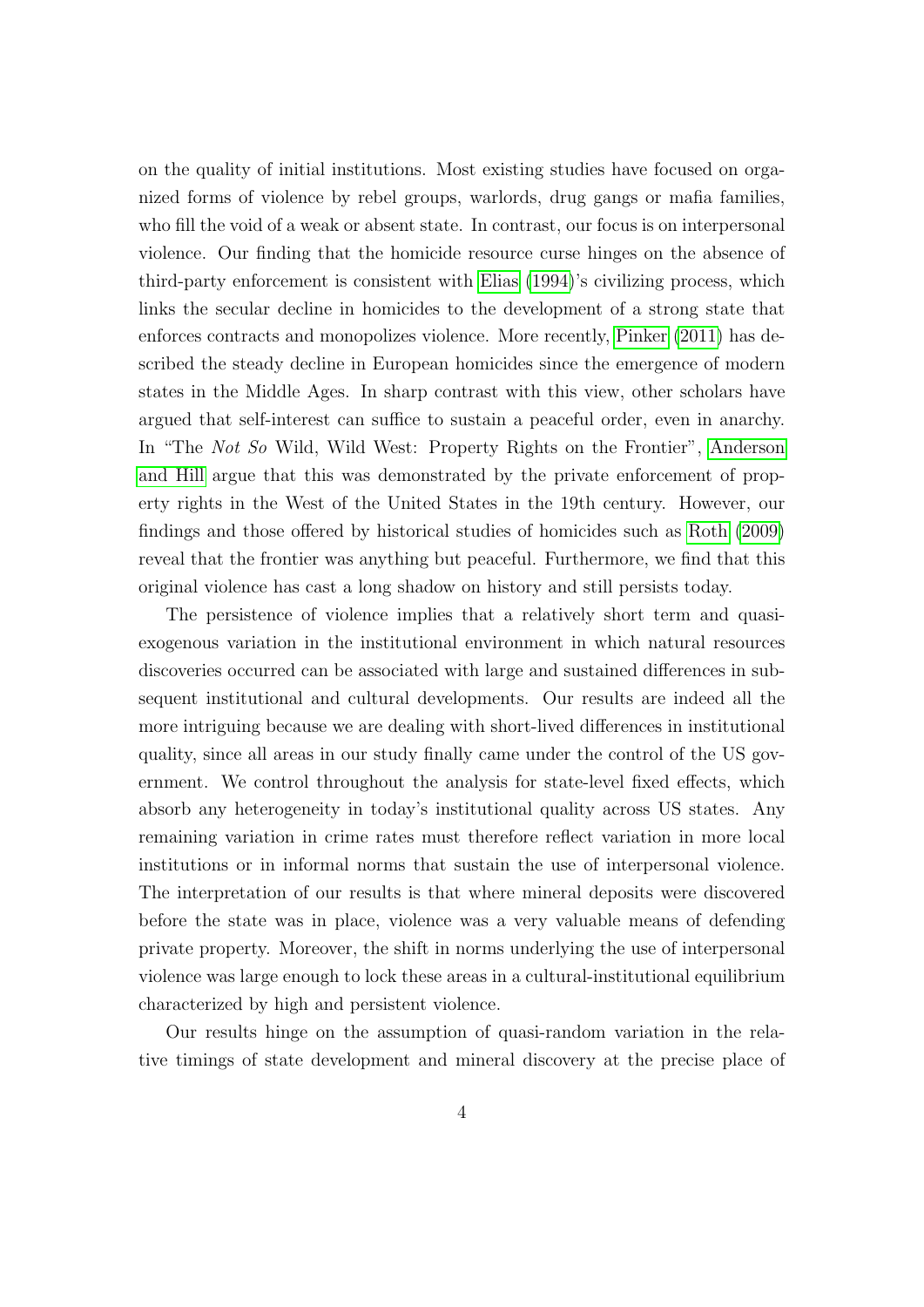on the quality of initial institutions. Most existing studies have focused on organized forms of violence by rebel groups, warlords, drug gangs or mafia families, who fill the void of a weak or absent state. In contrast, our focus is on interpersonal violence. Our finding that the homicide resource curse hinges on the absence of third-party enforcement is consistent with Elias (1994)'s civilizing process, which links the secular decline in homicides to the development of a strong state that enforces contracts and monopolizes violence. More recently, Pinker (2011) has described the steady decline in European homicides since the emergence of modern states in the Middle Ages. In sharp contrast with this view, other scholars have argued that self-interest can suffice to sustain a peaceful order, even in anarchy. In "The *Not So* Wild, Wild West: Property Rights on the Frontier", Anderson and Hill argue that this was demonstrated by the private enforcement of property rights in the West of the United States in the 19th century. However, our findings and those offered by historical studies of homicides such as Roth (2009) reveal that the frontier was anything but peaceful. Furthermore, we find that this original violence has cast a long shadow on history and still persists today.

The persistence of violence implies that a relatively short term and quasi-exogenous variation in the institutional environment in which natural resources discoveries occurred can be associated with large and sustained differences in subsequent institutional and cultural developments. Our results are indeed all the more intriguing because we are dealing with short-lived differences in institutional quality, since all areas in our study finally came under the control of the US government. We control throughout the analysis for state-level fixed effects, which absorb any heterogeneity in today's institutional quality across US states. Any remaining variation in crime rates must therefore reflect variation in more local institutions or in informal norms that sustain the use of interpersonal violence. The interpretation of our results is that where mineral deposits were discovered before the state was in place, violence was a very valuable means of defending private property. Moreover, the shift in norms underlying the use of interpersonal violence was large enough to lock these areas in a cultural-institutional equilibrium characterized by high and persistent violence.

Our results hinge on the assumption of quasi-random variation in the relative timings of state development and mineral discovery at the precise place of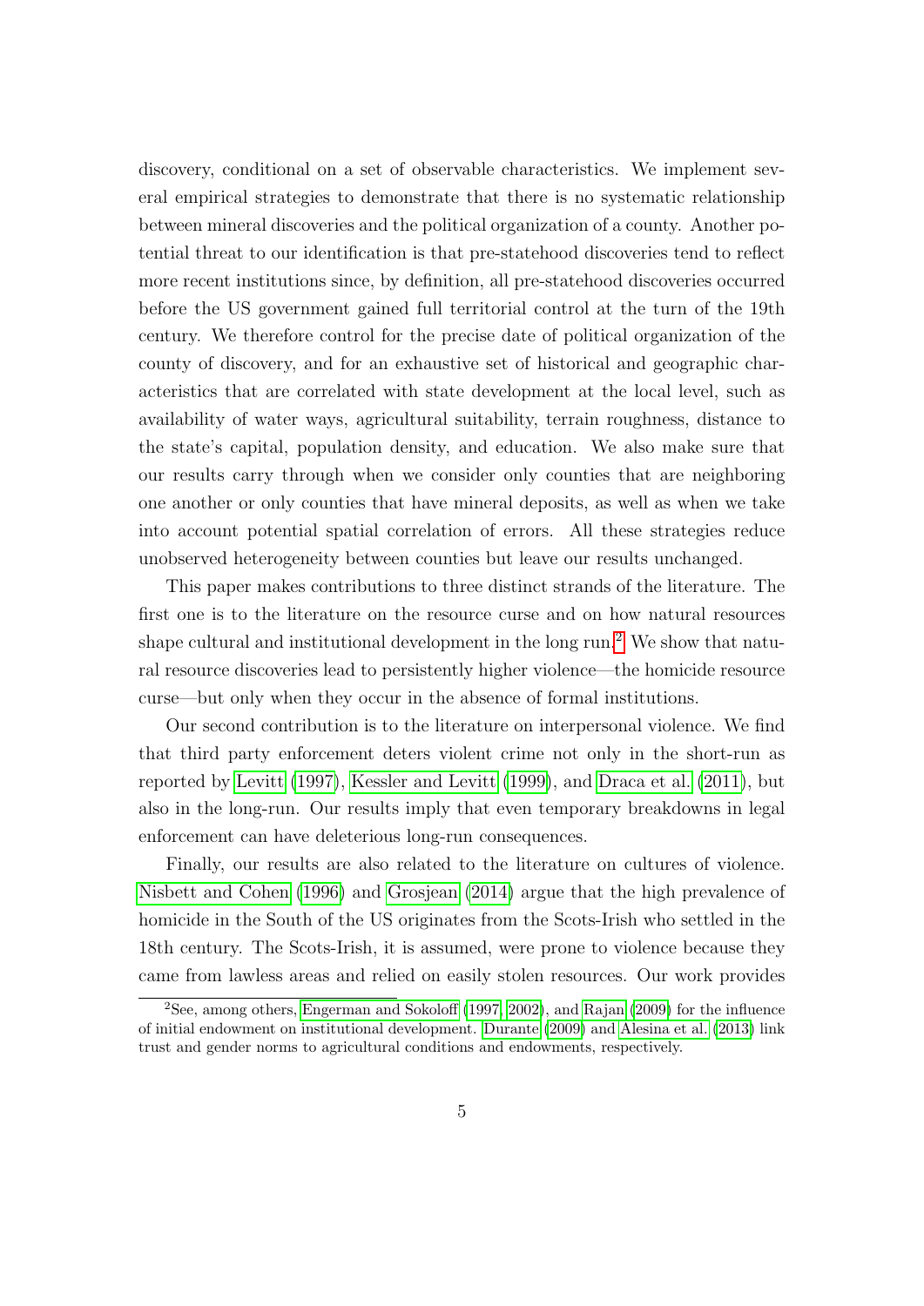discovery, conditional on a set of observable characteristics. We implement several empirical strategies to demonstrate that there is no systematic relationship between mineral discoveries and the political organization of a county. Another potential threat to our identification is that pre-statehood discoveries tend to reflect more recent institutions since, by definition, all pre-statehood discoveries occurred before the US government gained full territorial control at the turn of the 19th century. We therefore control for the precise date of political organization of the county of discovery, and for an exhaustive set of historical and geographic characteristics that are correlated with state development at the local level, such as availability of water ways, agricultural suitability, terrain roughness, distance to the state's capital, population density, and education. We also make sure that our results carry through when we consider only counties that are neighboring one another or only counties that have mineral deposits, as well as when we take into account potential spatial correlation of errors. All these strategies reduce unobserved heterogeneity between counties but leave our results unchanged.

This paper makes contributions to three distinct strands of the literature. The first one is to the literature on the resource curse and on how natural resources shape cultural and institutional development in the long run.[2] We show that natural resource discoveries lead to persistently higher violence—the homicide resource curse—but only when they occur in the absence of formal institutions.

Our second contribution is to the literature on interpersonal violence. We find that third party enforcement deters violent crime not only in the short-run as reported by Levitt (1997), Kessler and Levitt (1999), and Draca et al. (2011), but also in the long-run. Our results imply that even temporary breakdowns in legal enforcement can have deleterious long-run consequences.

Finally, our results are also related to the literature on cultures of violence. Nisbett and Cohen (1996) and Grosjean (2014) argue that the high prevalence of homicide in the South of the US originates from the Scots-Irish who settled in the 18th century. The Scots-Irish, it is assumed, were prone to violence because they came from lawless areas and relied on easily stolen resources. Our work provides

[2] See, among others, Engerman and Sokoloff (1997, 2002), and Rajan (2009) for the influence of initial endowment on institutional development. Durante (2009) and Alesina et al. (2013) link trust and gender norms to agricultural conditions and endowments, respectively.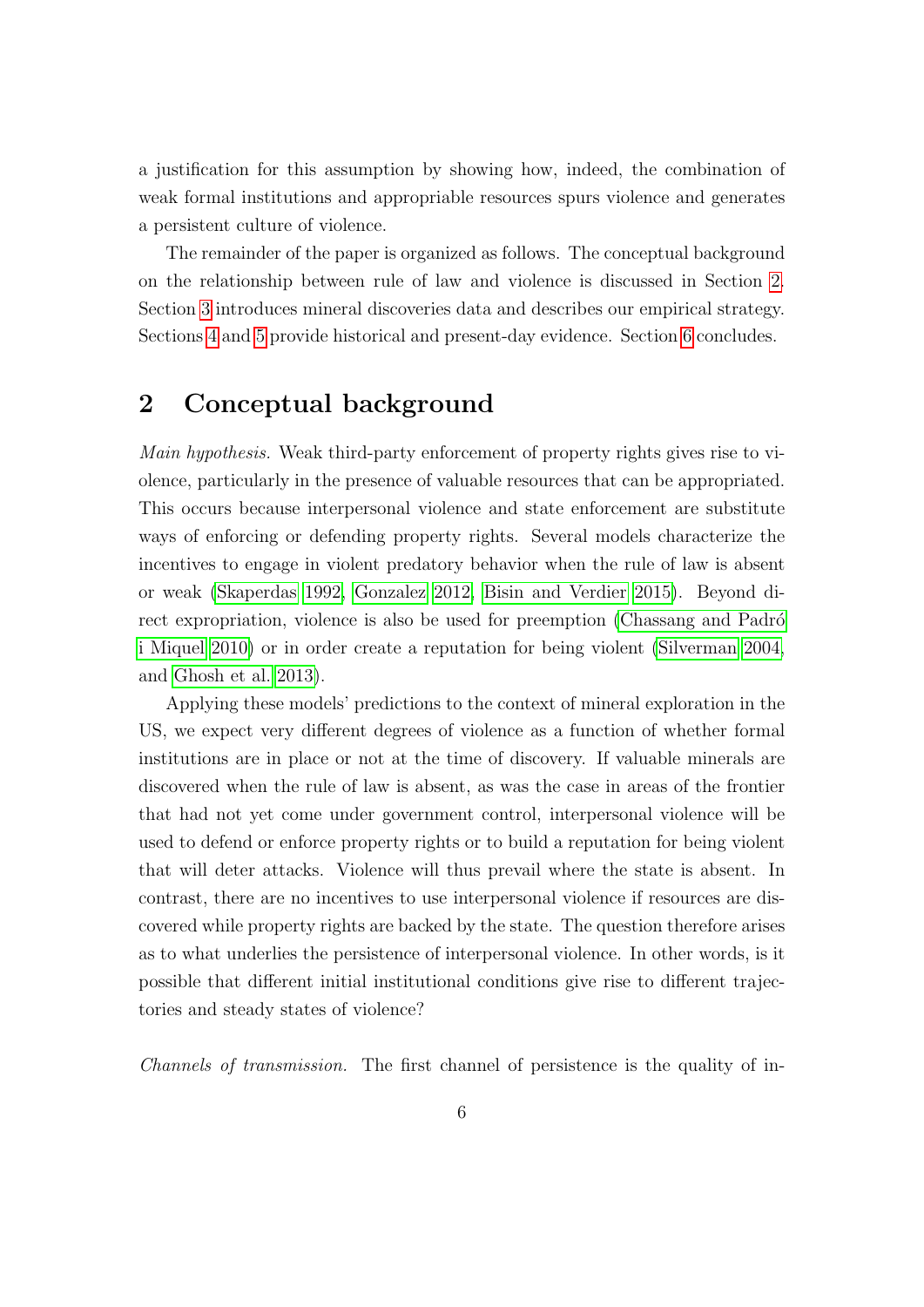a justification for this assumption by showing how, indeed, the combination of weak formal institutions and appropriable resources spurs violence and generates a persistent culture of violence.

The remainder of the paper is organized as follows. The conceptual background on the relationship between rule of law and violence is discussed in Section 2. Section 3 introduces mineral discoveries data and describes our empirical strategy. Sections 4 and 5 provide historical and present-day evidence. Section 6 concludes.

## 2 Conceptual background

*Main hypothesis.* Weak third-party enforcement of property rights gives rise to violence, particularly in the presence of valuable resources that can be appropriated. This occurs because interpersonal violence and state enforcement are substitute ways of enforcing or defending property rights. Several models characterize the incentives to engage in violent predatory behavior when the rule of law is absent or weak (Skaperdas 1992, Gonzalez 2012, Bisin and Verdier 2015). Beyond direct expropriation, violence is also be used for preemption (Chassang and Padró i Miquel 2010) or in order create a reputation for being violent (Silverman 2004, and Ghosh et al. 2013).

Applying these models' predictions to the context of mineral exploration in the US, we expect very different degrees of violence as a function of whether formal institutions are in place or not at the time of discovery. If valuable minerals are discovered when the rule of law is absent, as was the case in areas of the frontier that had not yet come under government control, interpersonal violence will be used to defend or enforce property rights or to build a reputation for being violent that will deter attacks. Violence will thus prevail where the state is absent. In contrast, there are no incentives to use interpersonal violence if resources are discovered while property rights are backed by the state. The question therefore arises as to what underlies the persistence of interpersonal violence. In other words, is it possible that different initial institutional conditions give rise to different trajectories and steady states of violence?

*Channels of transmission.* The first channel of persistence is the quality of in-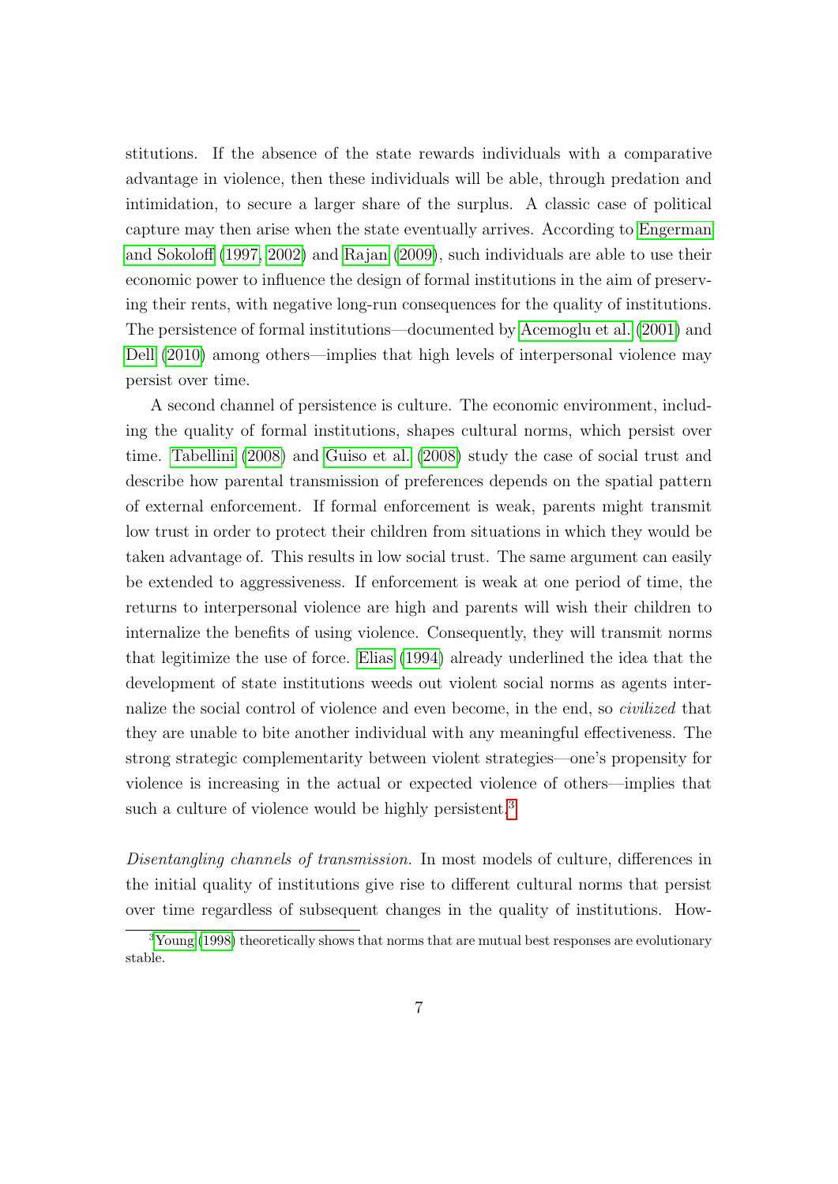stitutions. If the absence of the state rewards individuals with a comparative advantage in violence, then these individuals will be able, through predation and intimidation, to secure a larger share of the surplus. A classic case of political capture may then arise when the state eventually arrives. According to Engerman and Sokoloff (1997, 2002) and Rajan (2009), such individuals are able to use their economic power to influence the design of formal institutions in the aim of preserving their rents, with negative long-run consequences for the quality of institutions. The persistence of formal institutions—documented by Acemoglu et al. (2001) and Dell (2010) among others—implies that high levels of interpersonal violence may persist over time.

A second channel of persistence is culture. The economic environment, including the quality of formal institutions, shapes cultural norms, which persist over time. Tabellini (2008) and Guiso et al. (2008) study the case of social trust and describe how parental transmission of preferences depends on the spatial pattern of external enforcement. If formal enforcement is weak, parents might transmit low trust in order to protect their children from situations in which they would be taken advantage of. This results in low social trust. The same argument can easily be extended to aggressiveness. If enforcement is weak at one period of time, the returns to interpersonal violence are high and parents will wish their children to internalize the benefits of using violence. Consequently, they will transmit norms that legitimize the use of force. Elias (1994) already underlined the idea that the development of state institutions weeds out violent social norms as agents internalize the social control of violence and even become, in the end, so *civilized* that they are unable to bite another individual with any meaningful effectiveness. The strong strategic complementarity between violent strategies—one's propensity for violence is increasing in the actual or expected violence of others—implies that such a culture of violence would be highly persistent.[3]

*Disentangling channels of transmission.* In most models of culture, differences in the initial quality of institutions give rise to different cultural norms that persist over time regardless of subsequent changes in the quality of institutions. How-

[3] Young (1998) theoretically shows that norms that are mutual best responses are evolutionary stable.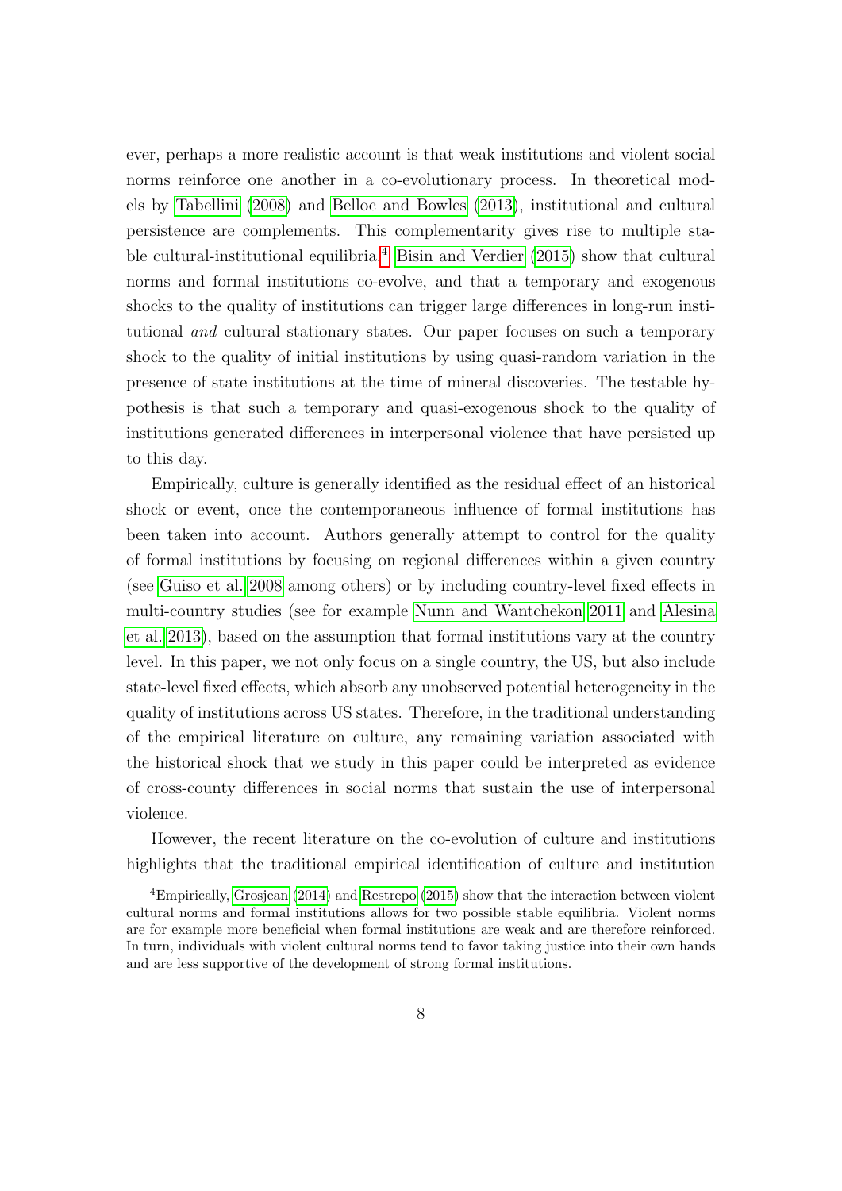ever, perhaps a more realistic account is that weak institutions and violent social norms reinforce one another in a co-evolutionary process. In theoretical models by Tabellini (2008) and Belloc and Bowles (2013), institutional and cultural persistence are complements. This complementarity gives rise to multiple stable cultural-institutional equilibria.[4] Bisin and Verdier (2015) show that cultural norms and formal institutions co-evolve, and that a temporary and exogenous shocks to the quality of institutions can trigger large differences in long-run institutional *and* cultural stationary states. Our paper focuses on such a temporary shock to the quality of initial institutions by using quasi-random variation in the presence of state institutions at the time of mineral discoveries. The testable hypothesis is that such a temporary and quasi-exogenous shock to the quality of institutions generated differences in interpersonal violence that have persisted up to this day.

Empirically, culture is generally identified as the residual effect of an historical shock or event, once the contemporaneous influence of formal institutions has been taken into account. Authors generally attempt to control for the quality of formal institutions by focusing on regional differences within a given country (see Guiso et al. 2008 among others) or by including country-level fixed effects in multi-country studies (see for example Nunn and Wantchekon 2011 and Alesina et al. 2013), based on the assumption that formal institutions vary at the country level. In this paper, we not only focus on a single country, the US, but also include state-level fixed effects, which absorb any unobserved potential heterogeneity in the quality of institutions across US states. Therefore, in the traditional understanding of the empirical literature on culture, any remaining variation associated with the historical shock that we study in this paper could be interpreted as evidence of cross-county differences in social norms that sustain the use of interpersonal violence.

However, the recent literature on the co-evolution of culture and institutions highlights that the traditional empirical identification of culture and institution

[4] Empirically, Grosjean (2014) and Restrepo (2015) show that the interaction between violent cultural norms and formal institutions allows for two possible stable equilibria. Violent norms are for example more beneficial when formal institutions are weak and are therefore reinforced. In turn, individuals with violent cultural norms tend to favor taking justice into their own hands and are less supportive of the development of strong formal institutions.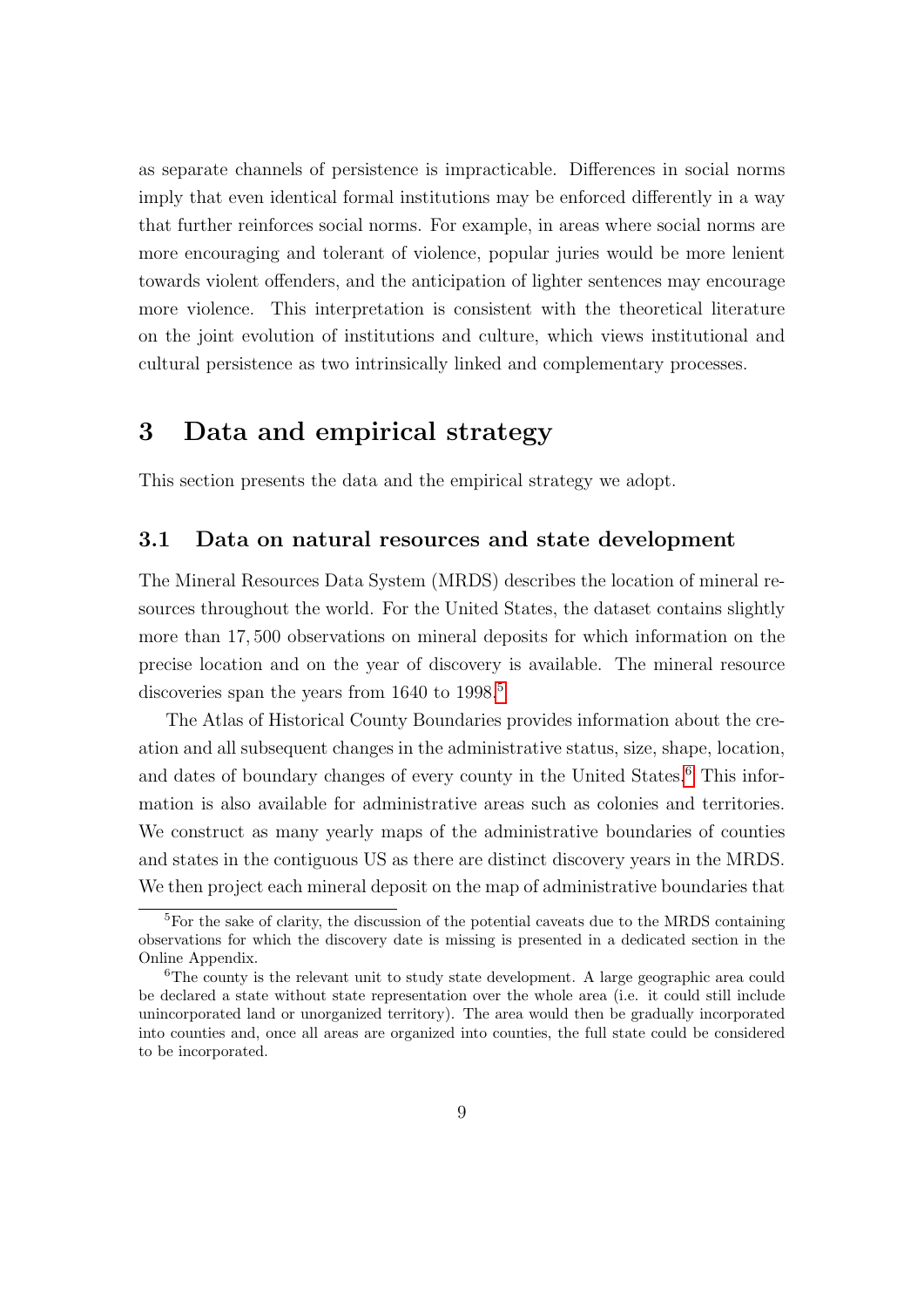as separate channels of persistence is impracticable. Differences in social norms imply that even identical formal institutions may be enforced differently in a way that further reinforces social norms. For example, in areas where social norms are more encouraging and tolerant of violence, popular juries would be more lenient towards violent offenders, and the anticipation of lighter sentences may encourage more violence. This interpretation is consistent with the theoretical literature on the joint evolution of institutions and culture, which views institutional and cultural persistence as two intrinsically linked and complementary processes.

# 3 Data and empirical strategy

This section presents the data and the empirical strategy we adopt.

## 3.1 Data on natural resources and state development

The Mineral Resources Data System (MRDS) describes the location of mineral resources throughout the world. For the United States, the dataset contains slightly more than 17,500 observations on mineral deposits for which information on the precise location and on the year of discovery is available. The mineral resource discoveries span the years from 1640 to 1998.[5]

The Atlas of Historical County Boundaries provides information about the creation and all subsequent changes in the administrative status, size, shape, location, and dates of boundary changes of every county in the United States.[6] This information is also available for administrative areas such as colonies and territories. We construct as many yearly maps of the administrative boundaries of counties and states in the contiguous US as there are distinct discovery years in the MRDS. We then project each mineral deposit on the map of administrative boundaries that

[5] For the sake of clarity, the discussion of the potential caveats due to the MRDS containing observations for which the discovery date is missing is presented in a dedicated section in the Online Appendix.

[6] The county is the relevant unit to study state development. A large geographic area could be declared a state without state representation over the whole area (i.e. it could still include unincorporated land or unorganized territory). The area would then be gradually incorporated into counties and, once all areas are organized into counties, the full state could be considered to be incorporated.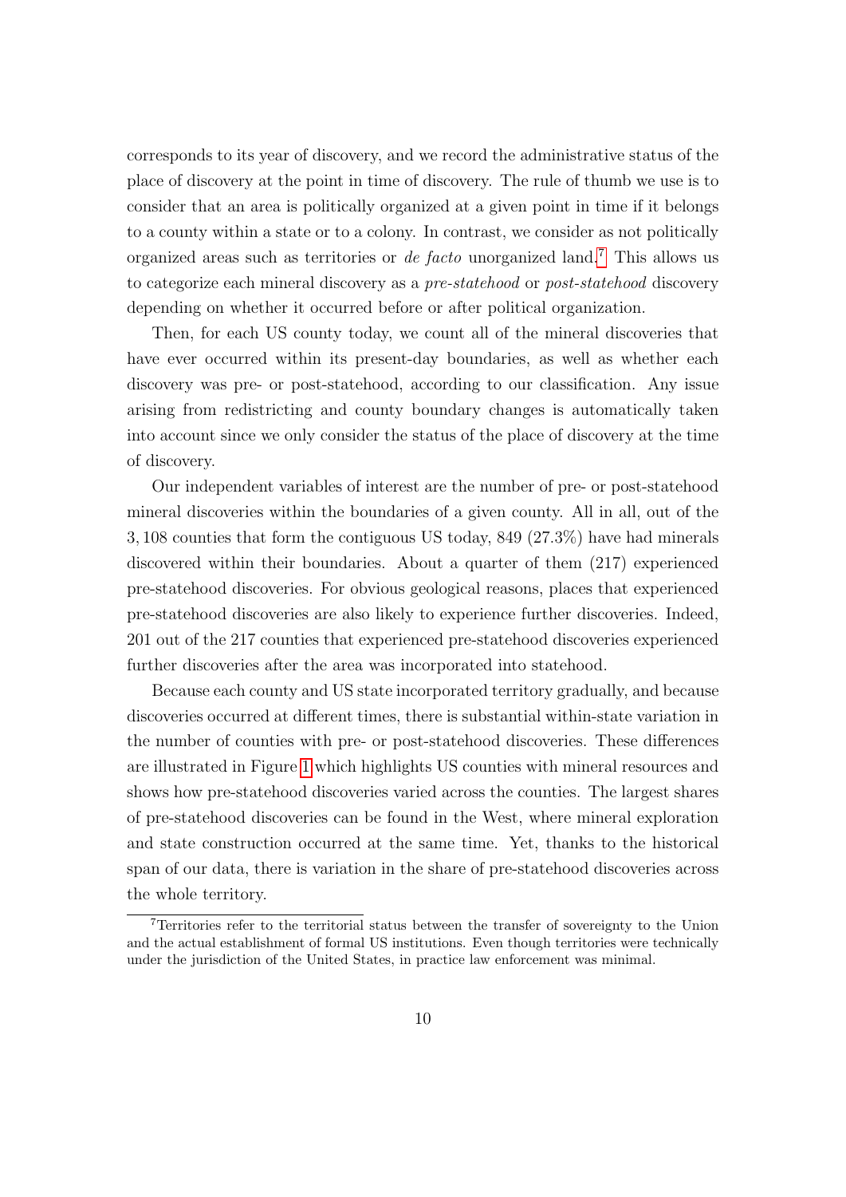corresponds to its year of discovery, and we record the administrative status of the place of discovery at the point in time of discovery. The rule of thumb we use is to consider that an area is politically organized at a given point in time if it belongs to a county within a state or to a colony. In contrast, we consider as not politically organized areas such as territories or *de facto* unorganized land.[7] This allows us to categorize each mineral discovery as a *pre-statehood* or *post-statehood* discovery depending on whether it occurred before or after political organization.

Then, for each US county today, we count all of the mineral discoveries that have ever occurred within its present-day boundaries, as well as whether each discovery was pre- or post-statehood, according to our classification. Any issue arising from redistricting and county boundary changes is automatically taken into account since we only consider the status of the place of discovery at the time of discovery.

Our independent variables of interest are the number of pre- or post-statehood mineral discoveries within the boundaries of a given county. All in all, out of the 3,108 counties that form the contiguous US today, 849 (27.3%) have had minerals discovered within their boundaries. About a quarter of them (217) experienced pre-statehood discoveries. For obvious geological reasons, places that experienced pre-statehood discoveries are also likely to experience further discoveries. Indeed, 201 out of the 217 counties that experienced pre-statehood discoveries experienced further discoveries after the area was incorporated into statehood.

Because each county and US state incorporated territory gradually, and because discoveries occurred at different times, there is substantial within-state variation in the number of counties with pre- or post-statehood discoveries. These differences are illustrated in Figure 1 which highlights US counties with mineral resources and shows how pre-statehood discoveries varied across the counties. The largest shares of pre-statehood discoveries can be found in the West, where mineral exploration and state construction occurred at the same time. Yet, thanks to the historical span of our data, there is variation in the share of pre-statehood discoveries across the whole territory.

[7] Territories refer to the territorial status between the transfer of sovereignty to the Union and the actual establishment of formal US institutions. Even though territories were technically under the jurisdiction of the United States, in practice law enforcement was minimal.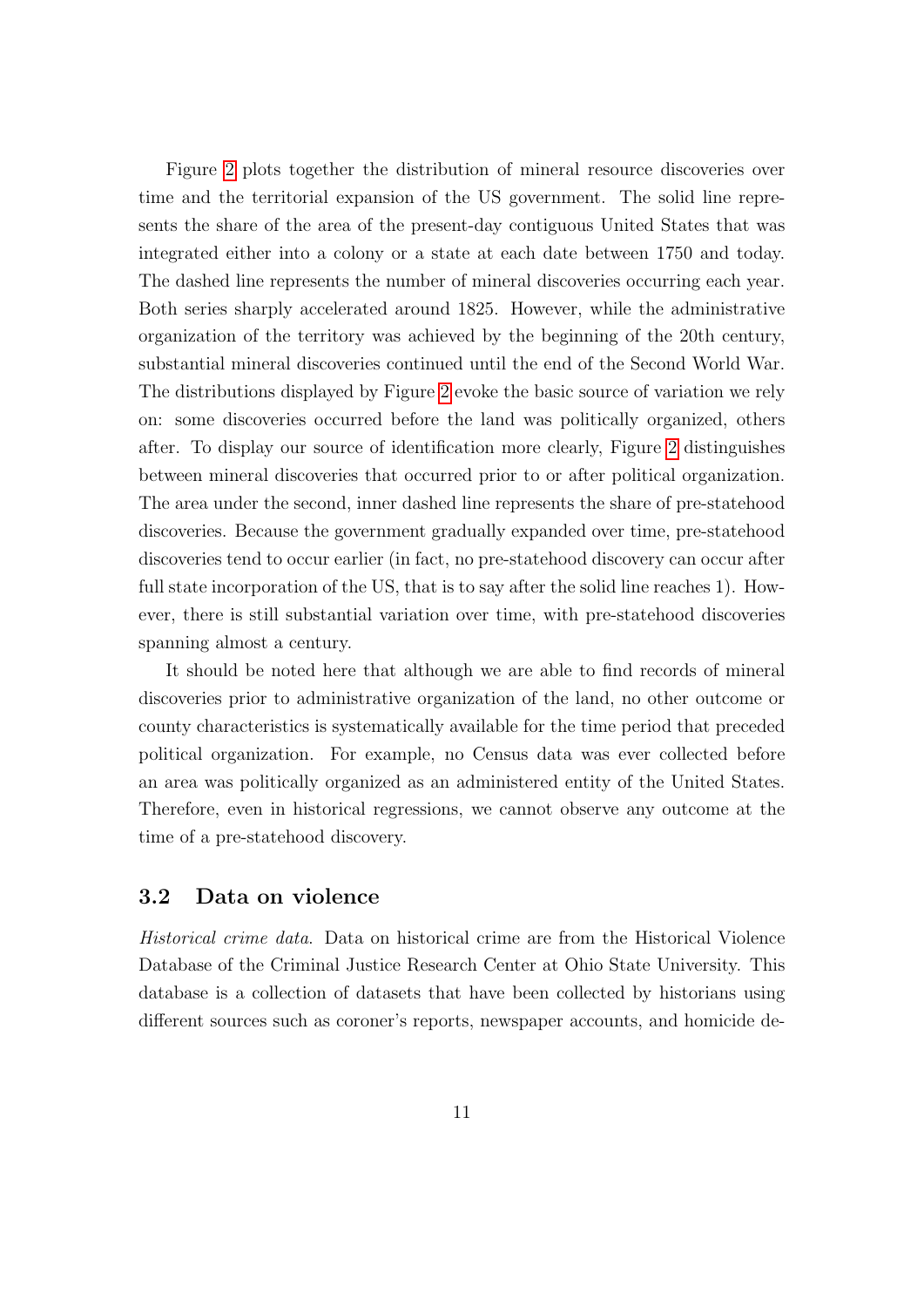Figure 2 plots together the distribution of mineral resource discoveries over time and the territorial expansion of the US government. The solid line represents the share of the area of the present-day contiguous United States that was integrated either into a colony or a state at each date between 1750 and today. The dashed line represents the number of mineral discoveries occurring each year. Both series sharply accelerated around 1825. However, while the administrative organization of the territory was achieved by the beginning of the 20th century, substantial mineral discoveries continued until the end of the Second World War. The distributions displayed by Figure 2 evoke the basic source of variation we rely on: some discoveries occurred before the land was politically organized, others after. To display our source of identification more clearly, Figure 2 distinguishes between mineral discoveries that occurred prior to or after political organization. The area under the second, inner dashed line represents the share of pre-statehood discoveries. Because the government gradually expanded over time, pre-statehood discoveries tend to occur earlier (in fact, no pre-statehood discovery can occur after full state incorporation of the US, that is to say after the solid line reaches 1). However, there is still substantial variation over time, with pre-statehood discoveries spanning almost a century.

It should be noted here that although we are able to find records of mineral discoveries prior to administrative organization of the land, no other outcome or county characteristics is systematically available for the time period that preceded political organization. For example, no Census data was ever collected before an area was politically organized as an administered entity of the United States. Therefore, even in historical regressions, we cannot observe any outcome at the time of a pre-statehood discovery.

### 3.2 Data on violence

*Historical crime data*. Data on historical crime are from the Historical Violence Database of the Criminal Justice Research Center at Ohio State University. This database is a collection of datasets that have been collected by historians using different sources such as coroner's reports, newspaper accounts, and homicide de-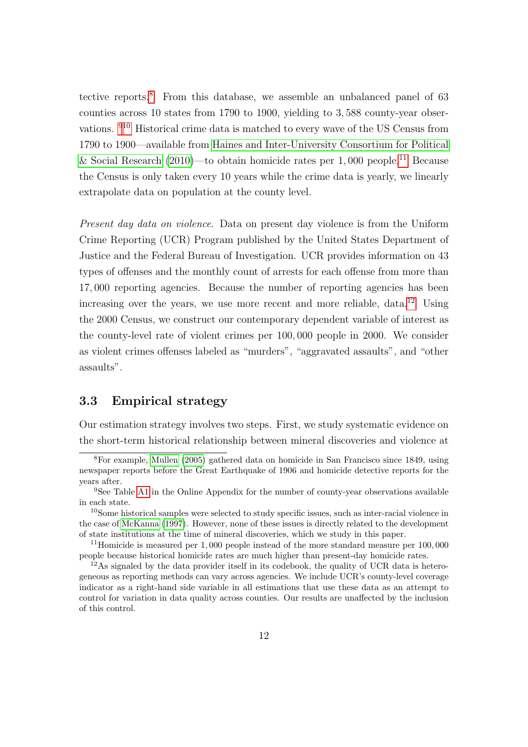tective reports.[8] From this database, we assemble an unbalanced panel of 63 counties across 10 states from 1790 to 1900, yielding to 3,588 county-year observations. [9][10] Historical crime data is matched to every wave of the US Census from 1790 to 1900—available from Haines and Inter-University Consortium for Political & Social Research (2010)—to obtain homicide rates per 1,000 people.[11] Because the Census is only taken every 10 years while the crime data is yearly, we linearly extrapolate data on population at the county level.

*Present day data on violence*. Data on present day violence is from the Uniform Crime Reporting (UCR) Program published by the United States Department of Justice and the Federal Bureau of Investigation. UCR provides information on 43 types of offenses and the monthly count of arrests for each offense from more than 17,000 reporting agencies. Because the number of reporting agencies has been increasing over the years, we use more recent and more reliable, data.[12] Using the 2000 Census, we construct our contemporary dependent variable of interest as the county-level rate of violent crimes per 100,000 people in 2000. We consider as violent crimes offenses labeled as "murders", "aggravated assaults", and "other assaults".

### 3.3 Empirical strategy

Our estimation strategy involves two steps. First, we study systematic evidence on the short-term historical relationship between mineral discoveries and violence at

---

[8] For example, Mullen (2005) gathered data on homicide in San Francisco since 1849, using newspaper reports before the Great Earthquake of 1906 and homicide detective reports for the years after.

[9] See Table A1 in the Online Appendix for the number of county-year observations available in each state.

[10] Some historical samples were selected to study specific issues, such as inter-racial violence in the case of McKanna (1997). However, none of these issues is directly related to the development of state institutions at the time of mineral discoveries, which we study in this paper.

[11] Homicide is measured per 1,000 people instead of the more standard measure per 100,000 people because historical homicide rates are much higher than present-day homicide rates.

[12] As signaled by the data provider itself in its codebook, the quality of UCR data is heterogeneous as reporting methods can vary across agencies. We include UCR's county-level coverage indicator as a right-hand side variable in all estimations that use these data as an attempt to control for variation in data quality across counties. Our results are unaffected by the inclusion of this control.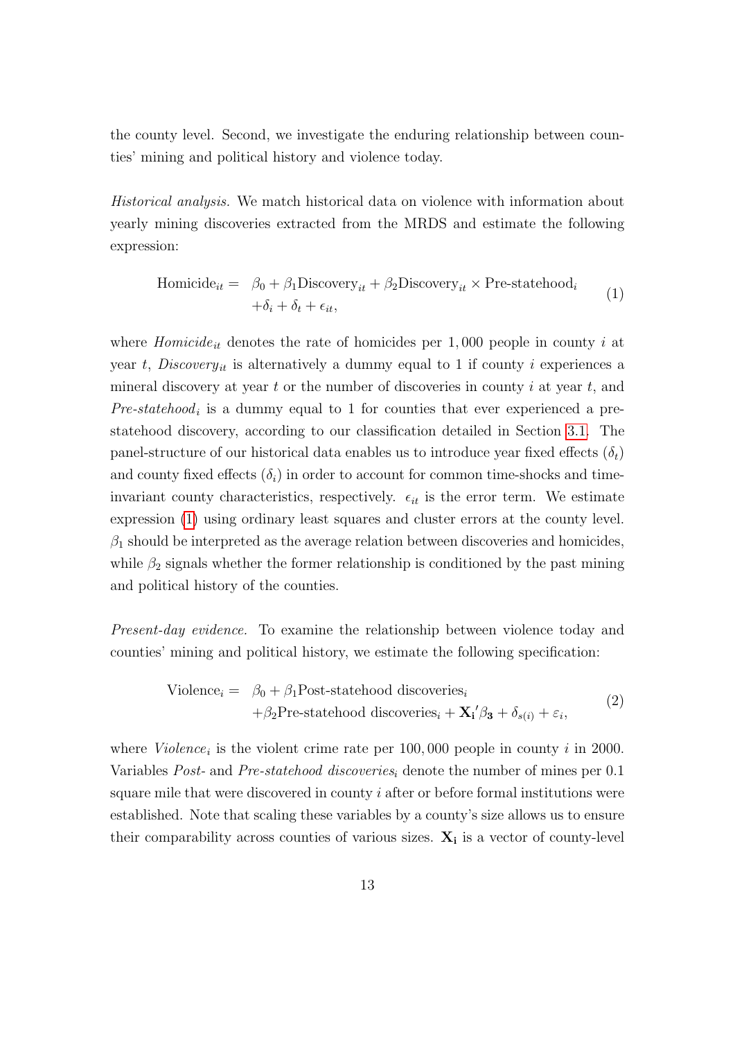the county level. Second, we investigate the enduring relationship between counties' mining and political history and violence today.

*Historical analysis.* We match historical data on violence with information about yearly mining discoveries extracted from the MRDS and estimate the following expression:

$$
\begin{aligned}
\text{Homicide}_{it} = \;& \beta_0 + \beta_1 \text{Discovery}_{it} + \beta_2 \text{Discovery}_{it} \times \text{Pre-statehood}_i \\
& + \delta_i + \delta_t + \epsilon_{it},
\end{aligned} \tag{1}
$$

where *Homicide*$_{it}$ denotes the rate of homicides per 1,000 people in county $i$ at year $t$, *Discovery*$_{it}$ is alternatively a dummy equal to 1 if county $i$ experiences a mineral discovery at year $t$ or the number of discoveries in county $i$ at year $t$, and *Pre-statehood*$_i$ is a dummy equal to 1 for counties that ever experienced a pre-statehood discovery, according to our classification detailed in Section 3.1. The panel-structure of our historical data enables us to introduce year fixed effects ($\delta_t$) and county fixed effects ($\delta_i$) in order to account for common time-shocks and time-invariant county characteristics, respectively. $\epsilon_{it}$ is the error term. We estimate expression (1) using ordinary least squares and cluster errors at the county level. $\beta_1$ should be interpreted as the average relation between discoveries and homicides, while $\beta_2$ signals whether the former relationship is conditioned by the past mining and political history of the counties.

*Present-day evidence.* To examine the relationship between violence today and counties' mining and political history, we estimate the following specification:

$$
\begin{aligned}
\text{Violence}_i = \;& \beta_0 + \beta_1 \text{Post-statehood discoveries}_i \\
& + \beta_2 \text{Pre-statehood discoveries}_i + \mathbf{X_i}'\boldsymbol{\beta_3} + \delta_{s(i)} + \varepsilon_i,
\end{aligned} \tag{2}
$$

where *Violence*$_i$ is the violent crime rate per 100,000 people in county $i$ in 2000. Variables *Post-* and *Pre-statehood discoveries*$_i$ denote the number of mines per 0.1 square mile that were discovered in county $i$ after or before formal institutions were established. Note that scaling these variables by a county's size allows us to ensure their comparability across counties of various sizes. $\mathbf{X_i}$ is a vector of county-level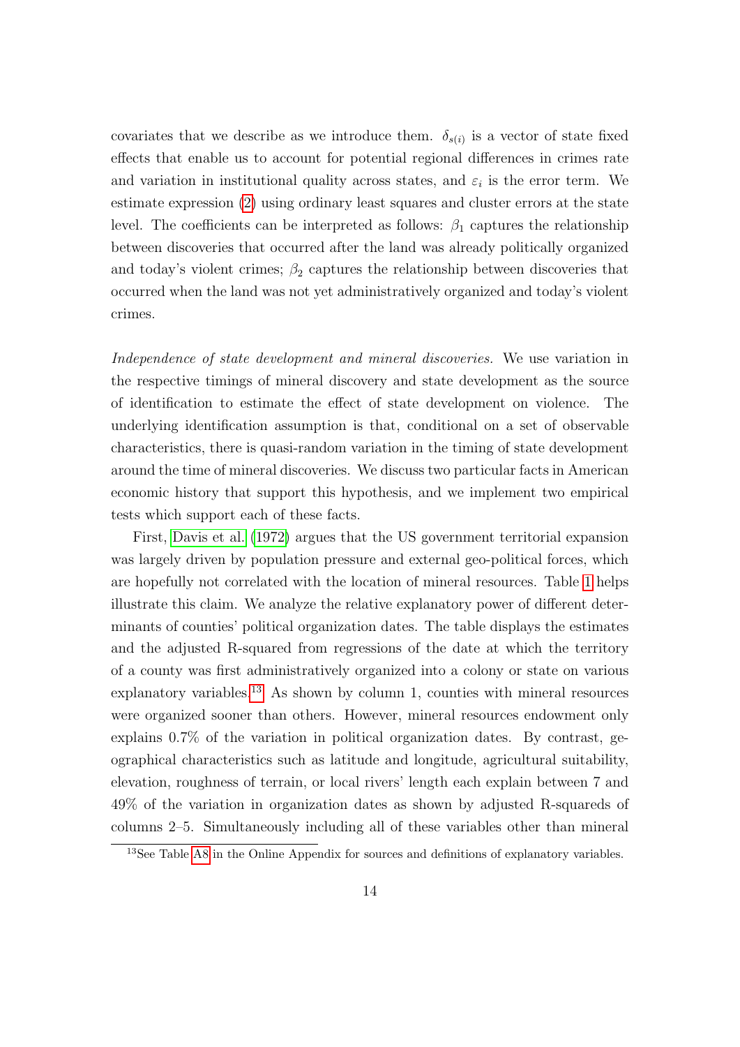covariates that we describe as we introduce them. $\delta_{s(i)}$ is a vector of state fixed effects that enable us to account for potential regional differences in crimes rate and variation in institutional quality across states, and $\varepsilon_i$ is the error term. We estimate expression (2) using ordinary least squares and cluster errors at the state level. The coefficients can be interpreted as follows: $\beta_1$ captures the relationship between discoveries that occurred after the land was already politically organized and today's violent crimes; $\beta_2$ captures the relationship between discoveries that occurred when the land was not yet administratively organized and today's violent crimes.

*Independence of state development and mineral discoveries.* We use variation in the respective timings of mineral discovery and state development as the source of identification to estimate the effect of state development on violence. The underlying identification assumption is that, conditional on a set of observable characteristics, there is quasi-random variation in the timing of state development around the time of mineral discoveries. We discuss two particular facts in American economic history that support this hypothesis, and we implement two empirical tests which support each of these facts.

First, Davis et al. (1972) argues that the US government territorial expansion was largely driven by population pressure and external geo-political forces, which are hopefully not correlated with the location of mineral resources. Table 1 helps illustrate this claim. We analyze the relative explanatory power of different determinants of counties' political organization dates. The table displays the estimates and the adjusted R-squared from regressions of the date at which the territory of a county was first administratively organized into a colony or state on various explanatory variables.[13] As shown by column 1, counties with mineral resources were organized sooner than others. However, mineral resources endowment only explains 0.7% of the variation in political organization dates. By contrast, geographical characteristics such as latitude and longitude, agricultural suitability, elevation, roughness of terrain, or local rivers' length each explain between 7 and 49% of the variation in organization dates as shown by adjusted R-squareds of columns 2–5. Simultaneously including all of these variables other than mineral

[13] See Table A8 in the Online Appendix for sources and definitions of explanatory variables.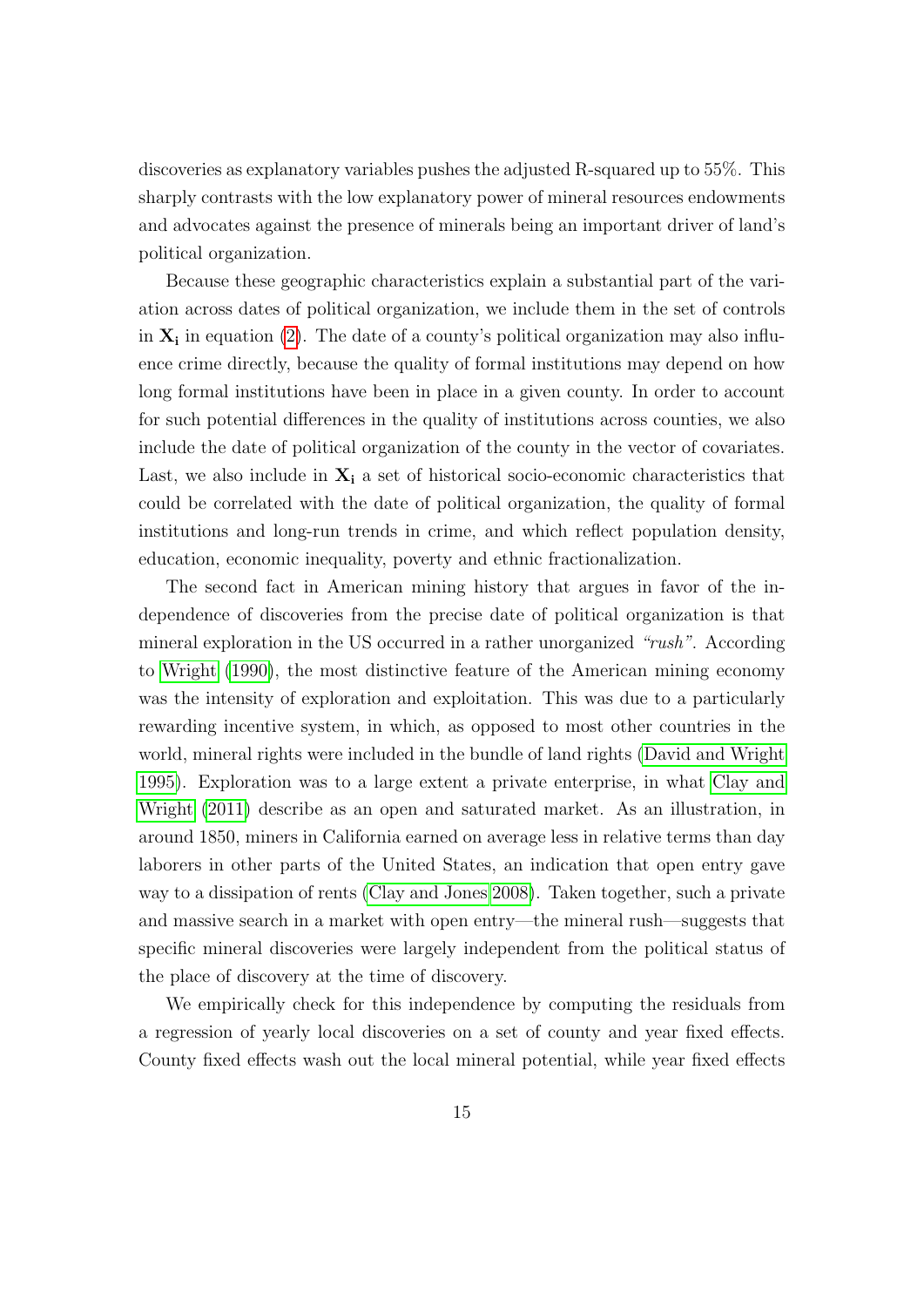discoveries as explanatory variables pushes the adjusted R-squared up to 55%. This sharply contrasts with the low explanatory power of mineral resources endowments and advocates against the presence of minerals being an important driver of land's political organization.

Because these geographic characteristics explain a substantial part of the variation across dates of political organization, we include them in the set of controls in $\mathbf{X_i}$ in equation (2). The date of a county's political organization may also influence crime directly, because the quality of formal institutions may depend on how long formal institutions have been in place in a given county. In order to account for such potential differences in the quality of institutions across counties, we also include the date of political organization of the county in the vector of covariates. Last, we also include in $\mathbf{X_i}$ a set of historical socio-economic characteristics that could be correlated with the date of political organization, the quality of formal institutions and long-run trends in crime, and which reflect population density, education, economic inequality, poverty and ethnic fractionalization.

The second fact in American mining history that argues in favor of the independence of discoveries from the precise date of political organization is that mineral exploration in the US occurred in a rather unorganized *"rush"*. According to Wright (1990), the most distinctive feature of the American mining economy was the intensity of exploration and exploitation. This was due to a particularly rewarding incentive system, in which, as opposed to most other countries in the world, mineral rights were included in the bundle of land rights (David and Wright 1995). Exploration was to a large extent a private enterprise, in what Clay and Wright (2011) describe as an open and saturated market. As an illustration, in around 1850, miners in California earned on average less in relative terms than day laborers in other parts of the United States, an indication that open entry gave way to a dissipation of rents (Clay and Jones 2008). Taken together, such a private and massive search in a market with open entry—the mineral rush—suggests that specific mineral discoveries were largely independent from the political status of the place of discovery at the time of discovery.

We empirically check for this independence by computing the residuals from a regression of yearly local discoveries on a set of county and year fixed effects. County fixed effects wash out the local mineral potential, while year fixed effects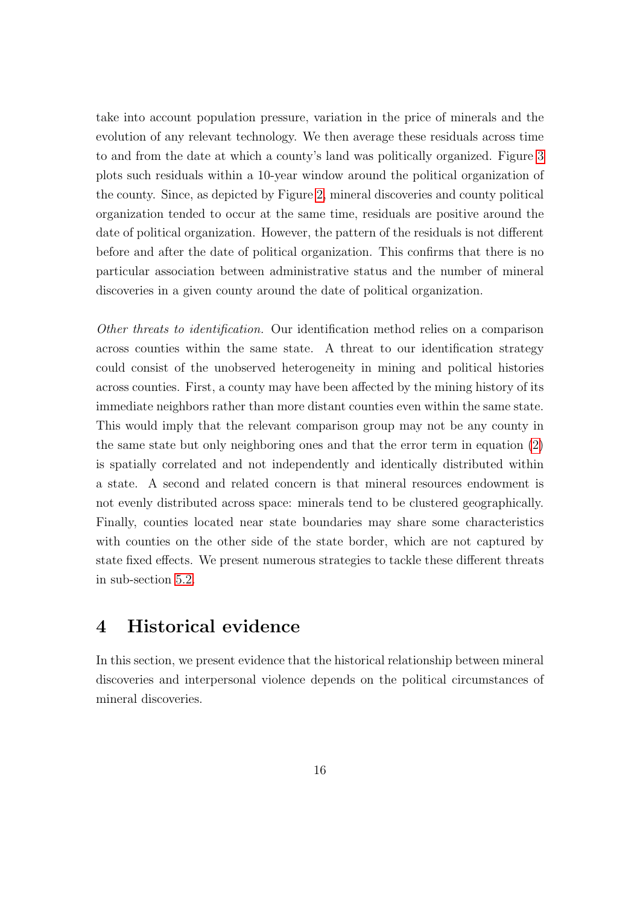take into account population pressure, variation in the price of minerals and the evolution of any relevant technology. We then average these residuals across time to and from the date at which a county's land was politically organized. Figure 3 plots such residuals within a 10-year window around the political organization of the county. Since, as depicted by Figure 2, mineral discoveries and county political organization tended to occur at the same time, residuals are positive around the date of political organization. However, the pattern of the residuals is not different before and after the date of political organization. This confirms that there is no particular association between administrative status and the number of mineral discoveries in a given county around the date of political organization.

*Other threats to identification.* Our identification method relies on a comparison across counties within the same state. A threat to our identification strategy could consist of the unobserved heterogeneity in mining and political histories across counties. First, a county may have been affected by the mining history of its immediate neighbors rather than more distant counties even within the same state. This would imply that the relevant comparison group may not be any county in the same state but only neighboring ones and that the error term in equation (2) is spatially correlated and not independently and identically distributed within a state. A second and related concern is that mineral resources endowment is not evenly distributed across space: minerals tend to be clustered geographically. Finally, counties located near state boundaries may share some characteristics with counties on the other side of the state border, which are not captured by state fixed effects. We present numerous strategies to tackle these different threats in sub-section 5.2.

# 4 Historical evidence

In this section, we present evidence that the historical relationship between mineral discoveries and interpersonal violence depends on the political circumstances of mineral discoveries.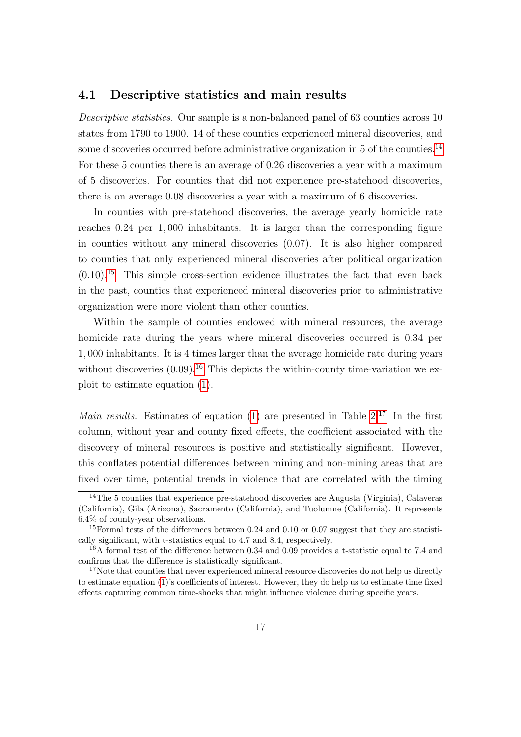### 4.1 Descriptive statistics and main results

*Descriptive statistics.* Our sample is a non-balanced panel of 63 counties across 10 states from 1790 to 1900. 14 of these counties experienced mineral discoveries, and some discoveries occurred before administrative organization in 5 of the counties.[14] For these 5 counties there is an average of 0.26 discoveries a year with a maximum of 5 discoveries. For counties that did not experience pre-statehood discoveries, there is on average 0.08 discoveries a year with a maximum of 6 discoveries.

In counties with pre-statehood discoveries, the average yearly homicide rate reaches 0.24 per 1,000 inhabitants. It is larger than the corresponding figure in counties without any mineral discoveries (0.07). It is also higher compared to counties that only experienced mineral discoveries after political organization (0.10).[15] This simple cross-section evidence illustrates the fact that even back in the past, counties that experienced mineral discoveries prior to administrative organization were more violent than other counties.

Within the sample of counties endowed with mineral resources, the average homicide rate during the years where mineral discoveries occurred is 0.34 per 1,000 inhabitants. It is 4 times larger than the average homicide rate during years without discoveries (0.09).[16] This depicts the within-county time-variation we exploit to estimate equation (1).

*Main results.* Estimates of equation (1) are presented in Table 2.[17] In the first column, without year and county fixed effects, the coefficient associated with the discovery of mineral resources is positive and statistically significant. However, this conflates potential differences between mining and non-mining areas that are fixed over time, potential trends in violence that are correlated with the timing

---

[14] The 5 counties that experience pre-statehood discoveries are Augusta (Virginia), Calaveras (California), Gila (Arizona), Sacramento (California), and Tuolumne (California). It represents 6.4% of county-year observations.

[15] Formal tests of the differences between 0.24 and 0.10 or 0.07 suggest that they are statistically significant, with t-statistics equal to 4.7 and 8.4, respectively.

[16] A formal test of the difference between 0.34 and 0.09 provides a t-statistic equal to 7.4 and confirms that the difference is statistically significant.

[17] Note that counties that never experienced mineral resource discoveries do not help us directly to estimate equation (1)'s coefficients of interest. However, they do help us to estimate time fixed effects capturing common time-shocks that might influence violence during specific years.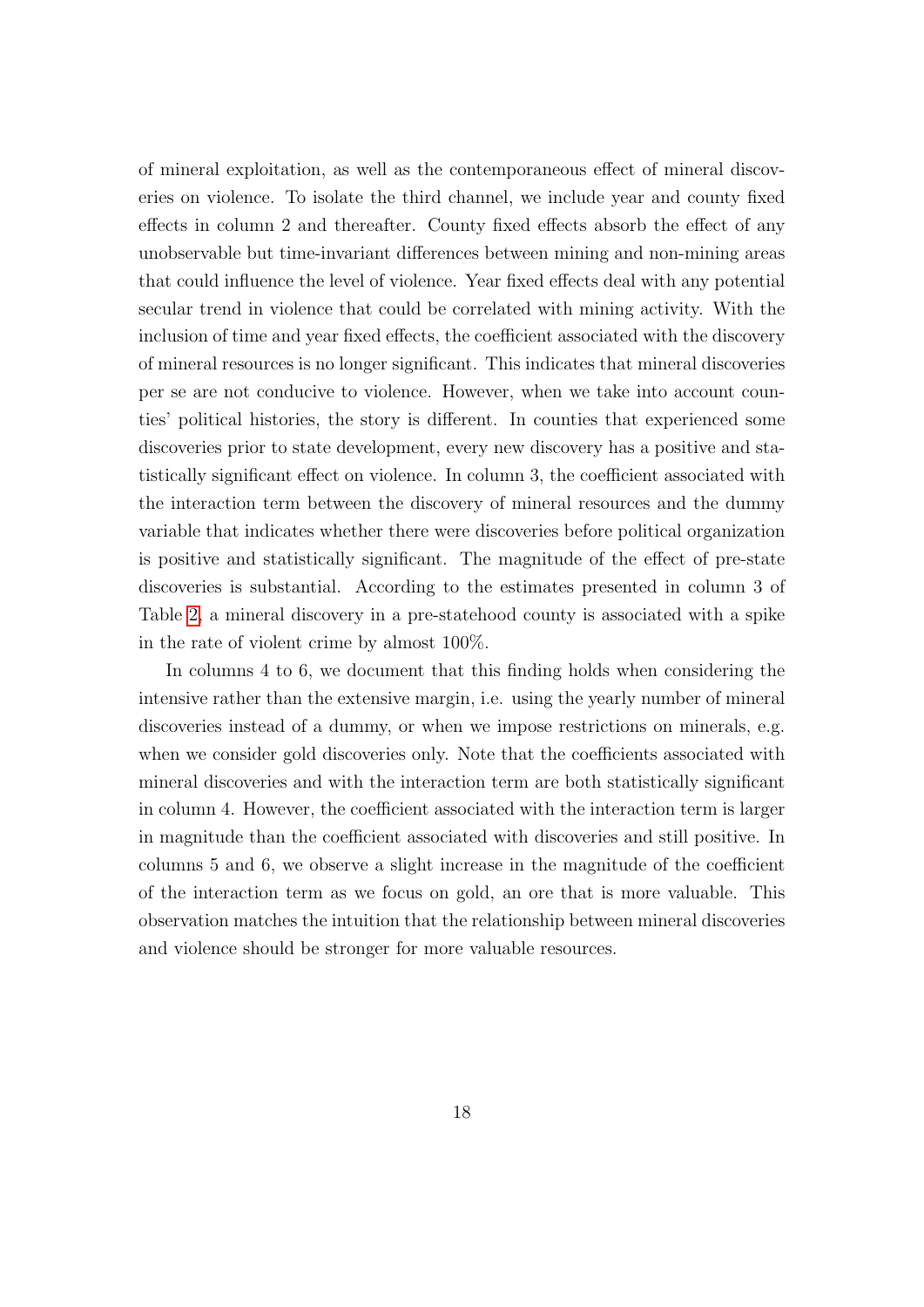of mineral exploitation, as well as the contemporaneous effect of mineral discoveries on violence. To isolate the third channel, we include year and county fixed effects in column 2 and thereafter. County fixed effects absorb the effect of any unobservable but time-invariant differences between mining and non-mining areas that could influence the level of violence. Year fixed effects deal with any potential secular trend in violence that could be correlated with mining activity. With the inclusion of time and year fixed effects, the coefficient associated with the discovery of mineral resources is no longer significant. This indicates that mineral discoveries per se are not conducive to violence. However, when we take into account counties' political histories, the story is different. In counties that experienced some discoveries prior to state development, every new discovery has a positive and statistically significant effect on violence. In column 3, the coefficient associated with the interaction term between the discovery of mineral resources and the dummy variable that indicates whether there were discoveries before political organization is positive and statistically significant. The magnitude of the effect of pre-state discoveries is substantial. According to the estimates presented in column 3 of Table 2, a mineral discovery in a pre-statehood county is associated with a spike in the rate of violent crime by almost 100%.

In columns 4 to 6, we document that this finding holds when considering the intensive rather than the extensive margin, i.e. using the yearly number of mineral discoveries instead of a dummy, or when we impose restrictions on minerals, e.g. when we consider gold discoveries only. Note that the coefficients associated with mineral discoveries and with the interaction term are both statistically significant in column 4. However, the coefficient associated with the interaction term is larger in magnitude than the coefficient associated with discoveries and still positive. In columns 5 and 6, we observe a slight increase in the magnitude of the coefficient of the interaction term as we focus on gold, an ore that is more valuable. This observation matches the intuition that the relationship between mineral discoveries and violence should be stronger for more valuable resources.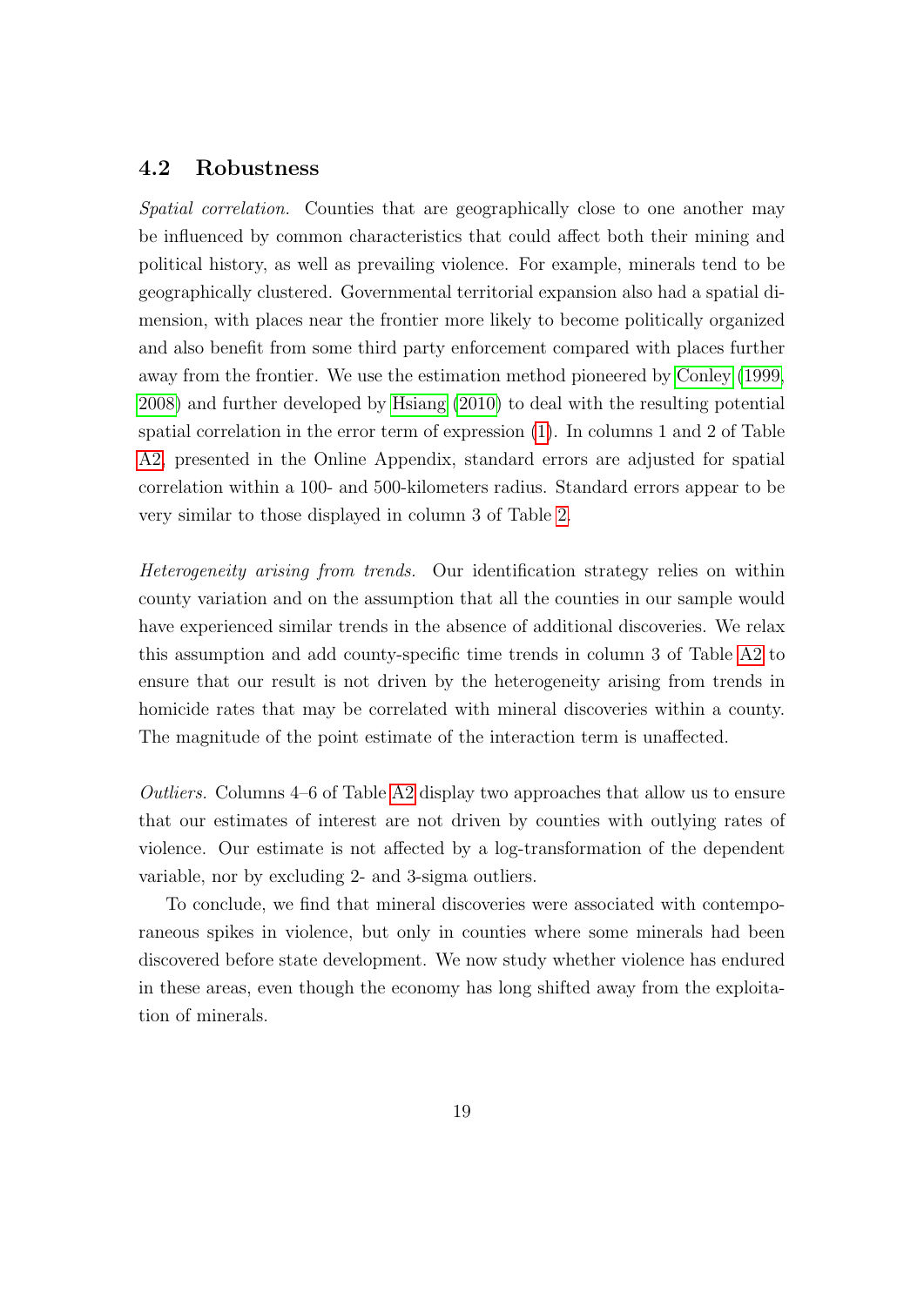### 4.2 Robustness

*Spatial correlation.* Counties that are geographically close to one another may be influenced by common characteristics that could affect both their mining and political history, as well as prevailing violence. For example, minerals tend to be geographically clustered. Governmental territorial expansion also had a spatial dimension, with places near the frontier more likely to become politically organized and also benefit from some third party enforcement compared with places further away from the frontier. We use the estimation method pioneered by Conley (1999, 2008) and further developed by Hsiang (2010) to deal with the resulting potential spatial correlation in the error term of expression (1). In columns 1 and 2 of Table A2, presented in the Online Appendix, standard errors are adjusted for spatial correlation within a 100- and 500-kilometers radius. Standard errors appear to be very similar to those displayed in column 3 of Table 2.

*Heterogeneity arising from trends.* Our identification strategy relies on within county variation and on the assumption that all the counties in our sample would have experienced similar trends in the absence of additional discoveries. We relax this assumption and add county-specific time trends in column 3 of Table A2 to ensure that our result is not driven by the heterogeneity arising from trends in homicide rates that may be correlated with mineral discoveries within a county. The magnitude of the point estimate of the interaction term is unaffected.

*Outliers.* Columns 4–6 of Table A2 display two approaches that allow us to ensure that our estimates of interest are not driven by counties with outlying rates of violence. Our estimate is not affected by a log-transformation of the dependent variable, nor by excluding 2- and 3-sigma outliers.

To conclude, we find that mineral discoveries were associated with contemporaneous spikes in violence, but only in counties where some minerals had been discovered before state development. We now study whether violence has endured in these areas, even though the economy has long shifted away from the exploitation of minerals.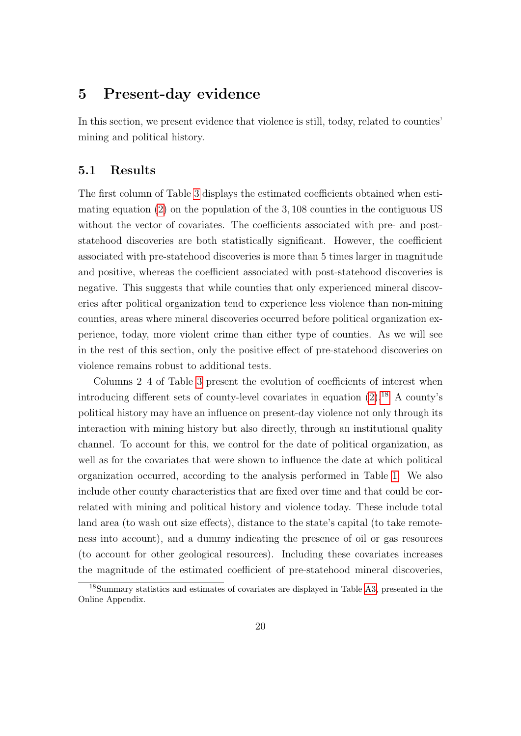# 5 Present-day evidence

In this section, we present evidence that violence is still, today, related to counties' mining and political history.

## 5.1 Results

The first column of Table 3 displays the estimated coefficients obtained when estimating equation (2) on the population of the 3,108 counties in the contiguous US without the vector of covariates. The coefficients associated with pre- and post-statehood discoveries are both statistically significant. However, the coefficient associated with pre-statehood discoveries is more than 5 times larger in magnitude and positive, whereas the coefficient associated with post-statehood discoveries is negative. This suggests that while counties that only experienced mineral discoveries after political organization tend to experience less violence than non-mining counties, areas where mineral discoveries occurred before political organization experience, today, more violent crime than either type of counties. As we will see in the rest of this section, only the positive effect of pre-statehood discoveries on violence remains robust to additional tests.

Columns 2–4 of Table 3 present the evolution of coefficients of interest when introducing different sets of county-level covariates in equation (2).[18] A county's political history may have an influence on present-day violence not only through its interaction with mining history but also directly, through an institutional quality channel. To account for this, we control for the date of political organization, as well as for the covariates that were shown to influence the date at which political organization occurred, according to the analysis performed in Table 1. We also include other county characteristics that are fixed over time and that could be correlated with mining and political history and violence today. These include total land area (to wash out size effects), distance to the state's capital (to take remoteness into account), and a dummy indicating the presence of oil or gas resources (to account for other geological resources). Including these covariates increases the magnitude of the estimated coefficient of pre-statehood mineral discoveries,

[18] Summary statistics and estimates of covariates are displayed in Table A3, presented in the Online Appendix.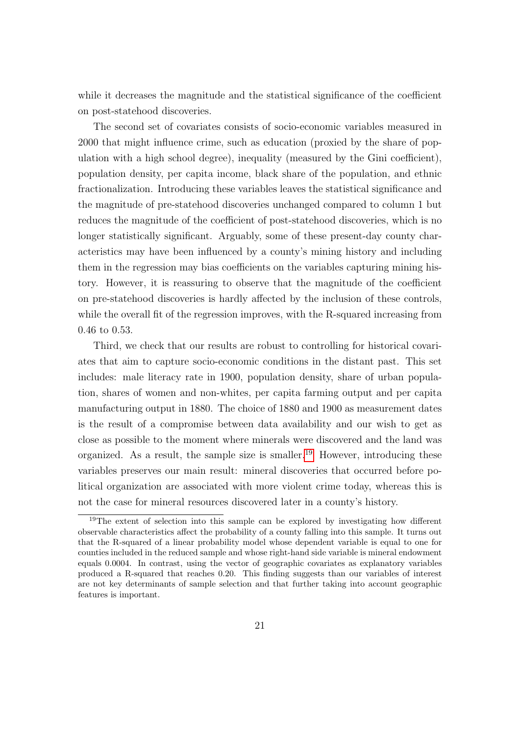while it decreases the magnitude and the statistical significance of the coefficient on post-statehood discoveries.

The second set of covariates consists of socio-economic variables measured in 2000 that might influence crime, such as education (proxied by the share of population with a high school degree), inequality (measured by the Gini coefficient), population density, per capita income, black share of the population, and ethnic fractionalization. Introducing these variables leaves the statistical significance and the magnitude of pre-statehood discoveries unchanged compared to column 1 but reduces the magnitude of the coefficient of post-statehood discoveries, which is no longer statistically significant. Arguably, some of these present-day county characteristics may have been influenced by a county's mining history and including them in the regression may bias coefficients on the variables capturing mining history. However, it is reassuring to observe that the magnitude of the coefficient on pre-statehood discoveries is hardly affected by the inclusion of these controls, while the overall fit of the regression improves, with the R-squared increasing from 0.46 to 0.53.

Third, we check that our results are robust to controlling for historical covariates that aim to capture socio-economic conditions in the distant past. This set includes: male literacy rate in 1900, population density, share of urban population, shares of women and non-whites, per capita farming output and per capita manufacturing output in 1880. The choice of 1880 and 1900 as measurement dates is the result of a compromise between data availability and our wish to get as close as possible to the moment where minerals were discovered and the land was organized. As a result, the sample size is smaller.[19] However, introducing these variables preserves our main result: mineral discoveries that occurred before political organization are associated with more violent crime today, whereas this is not the case for mineral resources discovered later in a county's history.

[19] The extent of selection into this sample can be explored by investigating how different observable characteristics affect the probability of a county falling into this sample. It turns out that the R-squared of a linear probability model whose dependent variable is equal to one for counties included in the reduced sample and whose right-hand side variable is mineral endowment equals 0.0004. In contrast, using the vector of geographic covariates as explanatory variables produced a R-squared that reaches 0.20. This finding suggests than our variables of interest are not key determinants of sample selection and that further taking into account geographic features is important.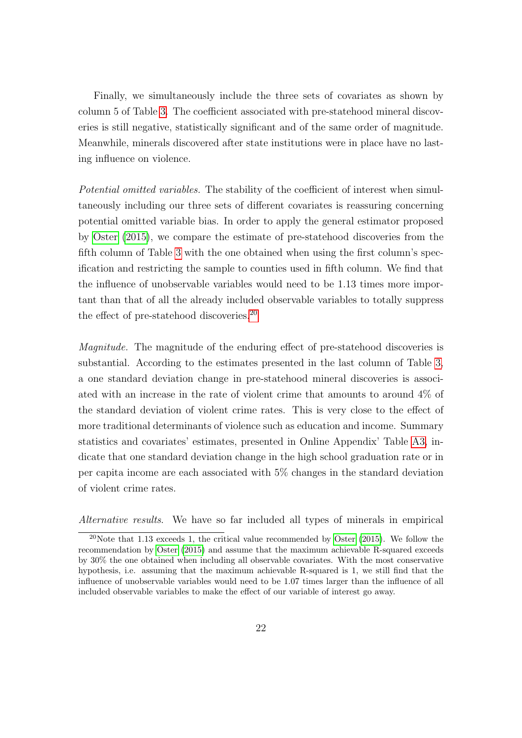Finally, we simultaneously include the three sets of covariates as shown by column 5 of Table 3. The coefficient associated with pre-statehood mineral discoveries is still negative, statistically significant and of the same order of magnitude. Meanwhile, minerals discovered after state institutions were in place have no lasting influence on violence.

*Potential omitted variables.* The stability of the coefficient of interest when simultaneously including our three sets of different covariates is reassuring concerning potential omitted variable bias. In order to apply the general estimator proposed by Oster (2015), we compare the estimate of pre-statehood discoveries from the fifth column of Table 3 with the one obtained when using the first column's specification and restricting the sample to counties used in fifth column. We find that the influence of unobservable variables would need to be 1.13 times more important than that of all the already included observable variables to totally suppress the effect of pre-statehood discoveries.[20]

*Magnitude.* The magnitude of the enduring effect of pre-statehood discoveries is substantial. According to the estimates presented in the last column of Table 3, a one standard deviation change in pre-statehood mineral discoveries is associated with an increase in the rate of violent crime that amounts to around 4% of the standard deviation of violent crime rates. This is very close to the effect of more traditional determinants of violence such as education and income. Summary statistics and covariates' estimates, presented in Online Appendix' Table A3, indicate that one standard deviation change in the high school graduation rate or in per capita income are each associated with 5% changes in the standard deviation of violent crime rates.

*Alternative results.* We have so far included all types of minerals in empirical

---

[20] Note that 1.13 exceeds 1, the critical value recommended by Oster (2015). We follow the recommendation by Oster (2015) and assume that the maximum achievable R-squared exceeds by 30% the one obtained when including all observable covariates. With the most conservative hypothesis, i.e. assuming that the maximum achievable R-squared is 1, we still find that the influence of unobservable variables would need to be 1.07 times larger than the influence of all included observable variables to make the effect of our variable of interest go away.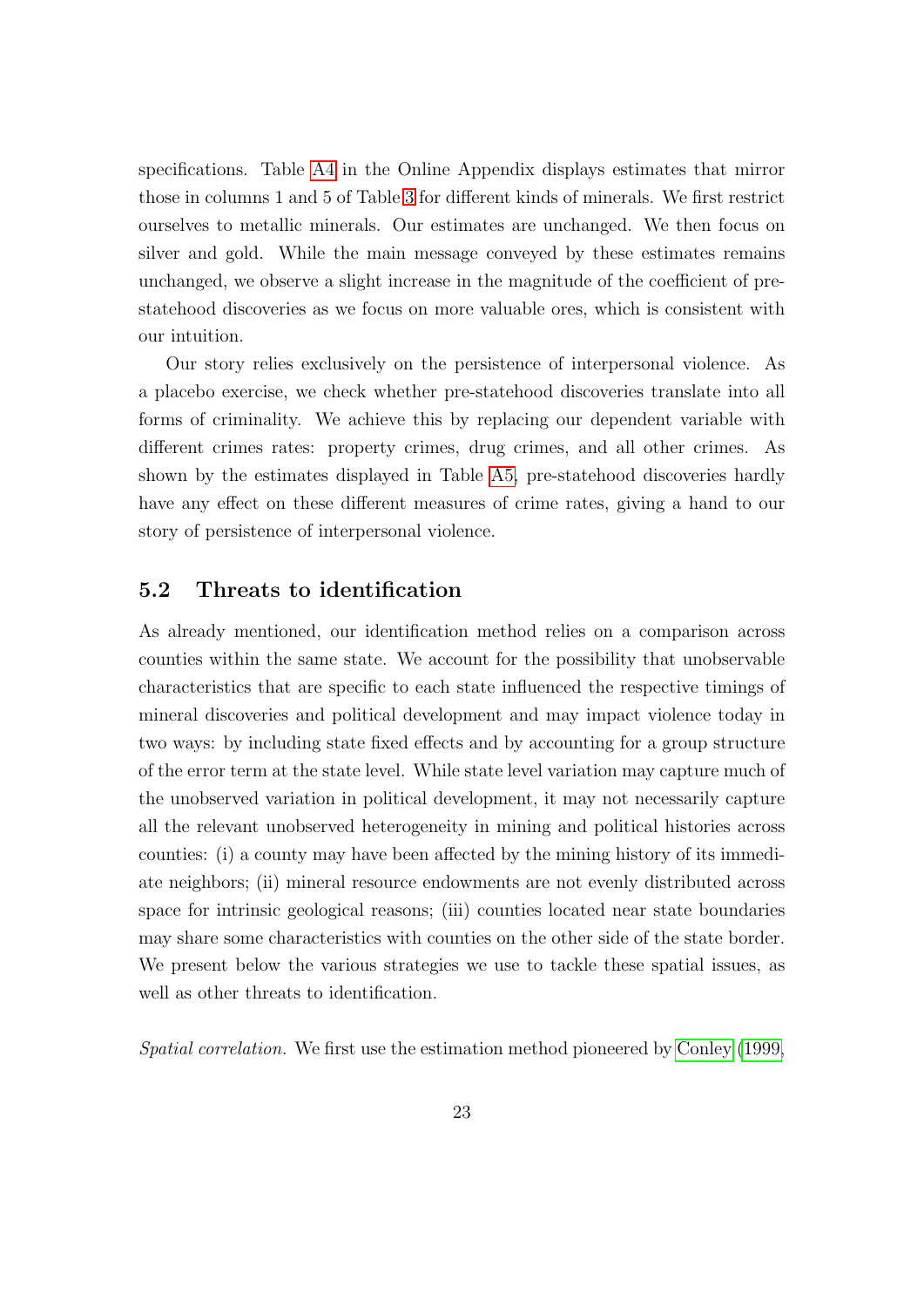specifications. Table A4 in the Online Appendix displays estimates that mirror those in columns 1 and 5 of Table 3 for different kinds of minerals. We first restrict ourselves to metallic minerals. Our estimates are unchanged. We then focus on silver and gold. While the main message conveyed by these estimates remains unchanged, we observe a slight increase in the magnitude of the coefficient of pre-statehood discoveries as we focus on more valuable ores, which is consistent with our intuition.

Our story relies exclusively on the persistence of interpersonal violence. As a placebo exercise, we check whether pre-statehood discoveries translate into all forms of criminality. We achieve this by replacing our dependent variable with different crimes rates: property crimes, drug crimes, and all other crimes. As shown by the estimates displayed in Table A5, pre-statehood discoveries hardly have any effect on these different measures of crime rates, giving a hand to our story of persistence of interpersonal violence.

## 5.2 Threats to identification

As already mentioned, our identification method relies on a comparison across counties within the same state. We account for the possibility that unobservable characteristics that are specific to each state influenced the respective timings of mineral discoveries and political development and may impact violence today in two ways: by including state fixed effects and by accounting for a group structure of the error term at the state level. While state level variation may capture much of the unobserved variation in political development, it may not necessarily capture all the relevant unobserved heterogeneity in mining and political histories across counties: (i) a county may have been affected by the mining history of its immediate neighbors; (ii) mineral resource endowments are not evenly distributed across space for intrinsic geological reasons; (iii) counties located near state boundaries may share some characteristics with counties on the other side of the state border. We present below the various strategies we use to tackle these spatial issues, as well as other threats to identification.

*Spatial correlation.* We first use the estimation method pioneered by Conley (1999,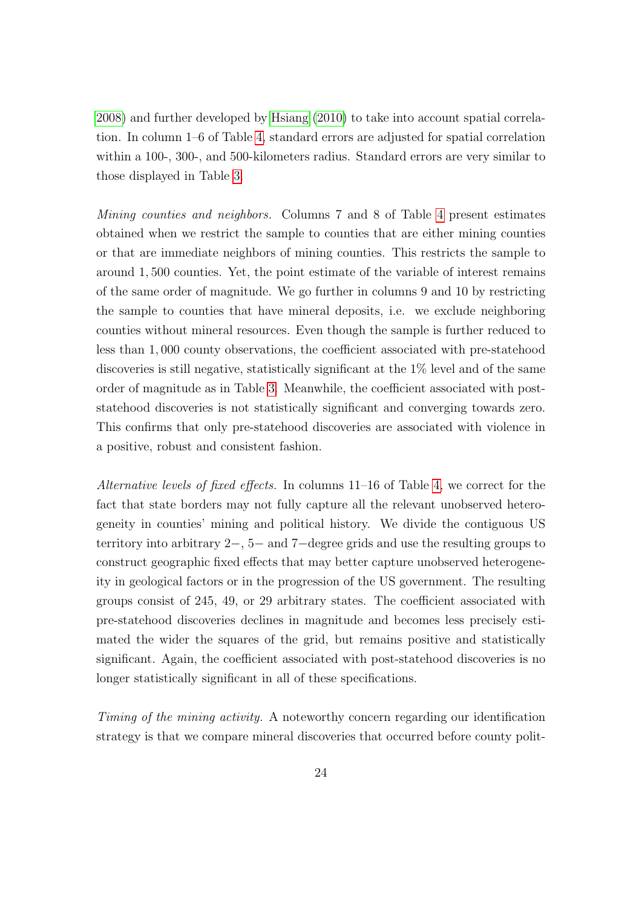2008) and further developed by Hsiang (2010) to take into account spatial correlation. In column 1–6 of Table 4, standard errors are adjusted for spatial correlation within a 100-, 300-, and 500-kilometers radius. Standard errors are very similar to those displayed in Table 3.

*Mining counties and neighbors.* Columns 7 and 8 of Table 4 present estimates obtained when we restrict the sample to counties that are either mining counties or that are immediate neighbors of mining counties. This restricts the sample to around 1,500 counties. Yet, the point estimate of the variable of interest remains of the same order of magnitude. We go further in columns 9 and 10 by restricting the sample to counties that have mineral deposits, i.e. we exclude neighboring counties without mineral resources. Even though the sample is further reduced to less than 1,000 county observations, the coefficient associated with pre-statehood discoveries is still negative, statistically significant at the 1% level and of the same order of magnitude as in Table 3. Meanwhile, the coefficient associated with post-statehood discoveries is not statistically significant and converging towards zero. This confirms that only pre-statehood discoveries are associated with violence in a positive, robust and consistent fashion.

*Alternative levels of fixed effects.* In columns 11–16 of Table 4, we correct for the fact that state borders may not fully capture all the relevant unobserved heterogeneity in counties' mining and political history. We divide the contiguous US territory into arbitrary 2−, 5− and 7−degree grids and use the resulting groups to construct geographic fixed effects that may better capture unobserved heterogeneity in geological factors or in the progression of the US government. The resulting groups consist of 245, 49, or 29 arbitrary states. The coefficient associated with pre-statehood discoveries declines in magnitude and becomes less precisely estimated the wider the squares of the grid, but remains positive and statistically significant. Again, the coefficient associated with post-statehood discoveries is no longer statistically significant in all of these specifications.

*Timing of the mining activity.* A noteworthy concern regarding our identification strategy is that we compare mineral discoveries that occurred before county polit-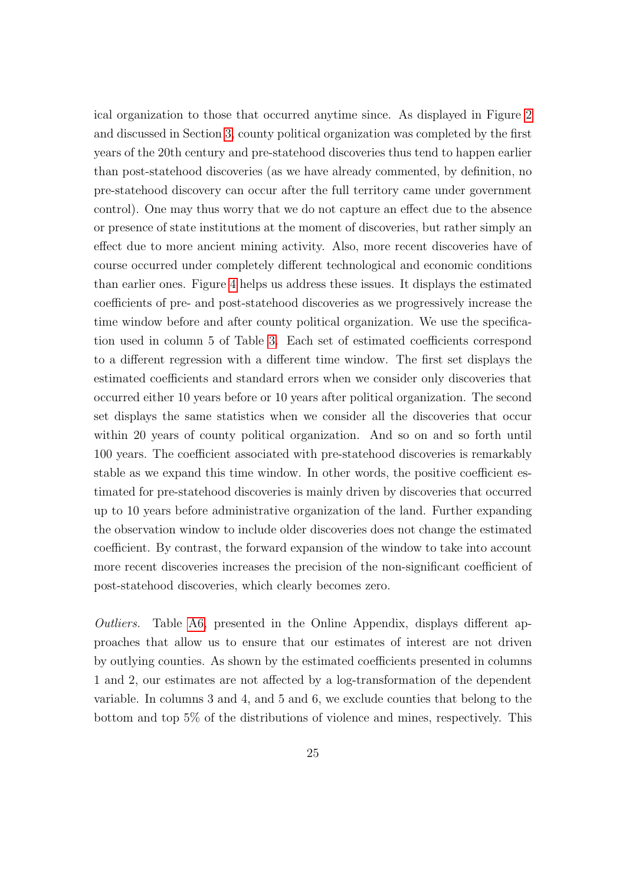ical organization to those that occurred anytime since. As displayed in Figure 2 and discussed in Section 3, county political organization was completed by the first years of the 20th century and pre-statehood discoveries thus tend to happen earlier than post-statehood discoveries (as we have already commented, by definition, no pre-statehood discovery can occur after the full territory came under government control). One may thus worry that we do not capture an effect due to the absence or presence of state institutions at the moment of discoveries, but rather simply an effect due to more ancient mining activity. Also, more recent discoveries have of course occurred under completely different technological and economic conditions than earlier ones. Figure 4 helps us address these issues. It displays the estimated coefficients of pre- and post-statehood discoveries as we progressively increase the time window before and after county political organization. We use the specification used in column 5 of Table 3. Each set of estimated coefficients correspond to a different regression with a different time window. The first set displays the estimated coefficients and standard errors when we consider only discoveries that occurred either 10 years before or 10 years after political organization. The second set displays the same statistics when we consider all the discoveries that occur within 20 years of county political organization. And so on and so forth until 100 years. The coefficient associated with pre-statehood discoveries is remarkably stable as we expand this time window. In other words, the positive coefficient estimated for pre-statehood discoveries is mainly driven by discoveries that occurred up to 10 years before administrative organization of the land. Further expanding the observation window to include older discoveries does not change the estimated coefficient. By contrast, the forward expansion of the window to take into account more recent discoveries increases the precision of the non-significant coefficient of post-statehood discoveries, which clearly becomes zero.

*Outliers.* Table A6, presented in the Online Appendix, displays different approaches that allow us to ensure that our estimates of interest are not driven by outlying counties. As shown by the estimated coefficients presented in columns 1 and 2, our estimates are not affected by a log-transformation of the dependent variable. In columns 3 and 4, and 5 and 6, we exclude counties that belong to the bottom and top 5% of the distributions of violence and mines, respectively. This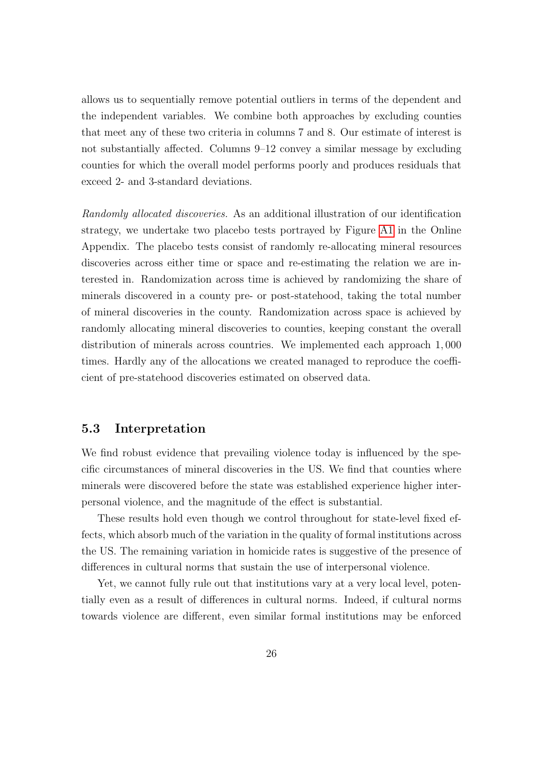allows us to sequentially remove potential outliers in terms of the dependent and the independent variables. We combine both approaches by excluding counties that meet any of these two criteria in columns 7 and 8. Our estimate of interest is not substantially affected. Columns 9–12 convey a similar message by excluding counties for which the overall model performs poorly and produces residuals that exceed 2- and 3-standard deviations.

*Randomly allocated discoveries.* As an additional illustration of our identification strategy, we undertake two placebo tests portrayed by Figure A1 in the Online Appendix. The placebo tests consist of randomly re-allocating mineral resources discoveries across either time or space and re-estimating the relation we are interested in. Randomization across time is achieved by randomizing the share of minerals discovered in a county pre- or post-statehood, taking the total number of mineral discoveries in the county. Randomization across space is achieved by randomly allocating mineral discoveries to counties, keeping constant the overall distribution of minerals across countries. We implemented each approach 1,000 times. Hardly any of the allocations we created managed to reproduce the coefficient of pre-statehood discoveries estimated on observed data.

### 5.3 Interpretation

We find robust evidence that prevailing violence today is influenced by the specific circumstances of mineral discoveries in the US. We find that counties where minerals were discovered before the state was established experience higher interpersonal violence, and the magnitude of the effect is substantial.

These results hold even though we control throughout for state-level fixed effects, which absorb much of the variation in the quality of formal institutions across the US. The remaining variation in homicide rates is suggestive of the presence of differences in cultural norms that sustain the use of interpersonal violence.

Yet, we cannot fully rule out that institutions vary at a very local level, potentially even as a result of differences in cultural norms. Indeed, if cultural norms towards violence are different, even similar formal institutions may be enforced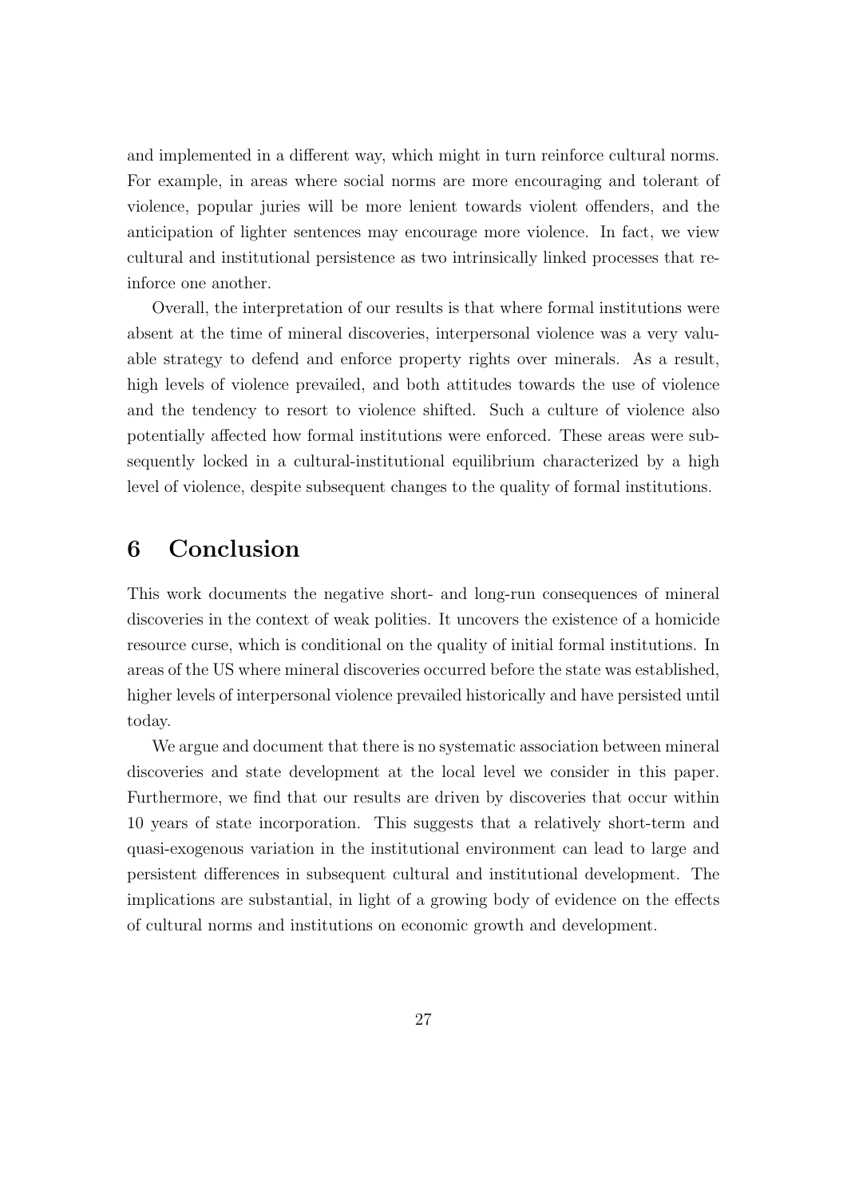and implemented in a different way, which might in turn reinforce cultural norms. For example, in areas where social norms are more encouraging and tolerant of violence, popular juries will be more lenient towards violent offenders, and the anticipation of lighter sentences may encourage more violence. In fact, we view cultural and institutional persistence as two intrinsically linked processes that reinforce one another.

Overall, the interpretation of our results is that where formal institutions were absent at the time of mineral discoveries, interpersonal violence was a very valuable strategy to defend and enforce property rights over minerals. As a result, high levels of violence prevailed, and both attitudes towards the use of violence and the tendency to resort to violence shifted. Such a culture of violence also potentially affected how formal institutions were enforced. These areas were subsequently locked in a cultural-institutional equilibrium characterized by a high level of violence, despite subsequent changes to the quality of formal institutions.

# 6 Conclusion

This work documents the negative short- and long-run consequences of mineral discoveries in the context of weak polities. It uncovers the existence of a homicide resource curse, which is conditional on the quality of initial formal institutions. In areas of the US where mineral discoveries occurred before the state was established, higher levels of interpersonal violence prevailed historically and have persisted until today.

We argue and document that there is no systematic association between mineral discoveries and state development at the local level we consider in this paper. Furthermore, we find that our results are driven by discoveries that occur within 10 years of state incorporation. This suggests that a relatively short-term and quasi-exogenous variation in the institutional environment can lead to large and persistent differences in subsequent cultural and institutional development. The implications are substantial, in light of a growing body of evidence on the effects of cultural norms and institutions on economic growth and development.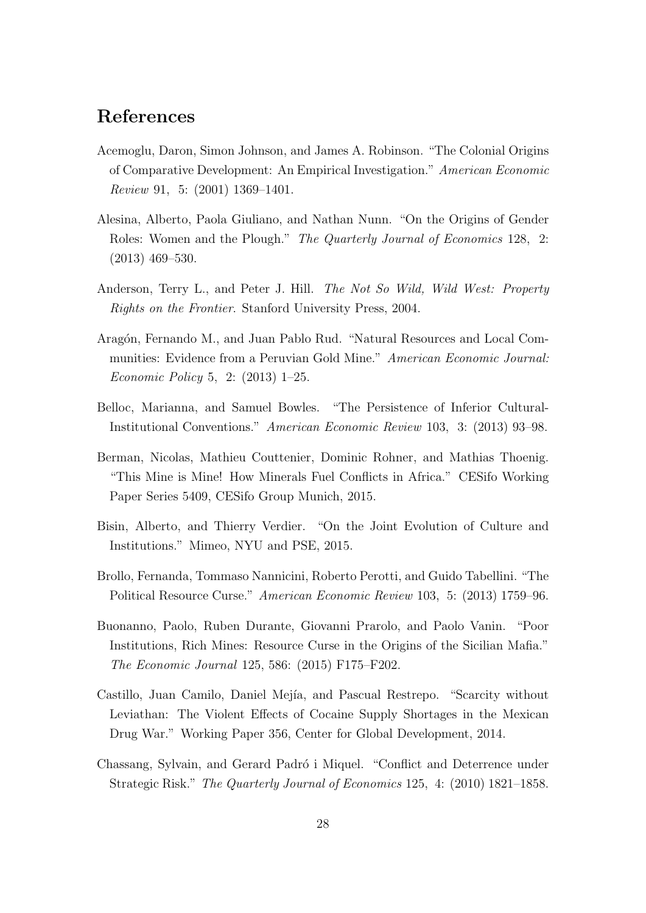## References

Acemoglu, Daron, Simon Johnson, and James A. Robinson. "The Colonial Origins of Comparative Development: An Empirical Investigation." *American Economic Review* 91, 5: (2001) 1369–1401.

Alesina, Alberto, Paola Giuliano, and Nathan Nunn. "On the Origins of Gender Roles: Women and the Plough." *The Quarterly Journal of Economics* 128, 2: (2013) 469–530.

Anderson, Terry L., and Peter J. Hill. *The Not So Wild, Wild West: Property Rights on the Frontier*. Stanford University Press, 2004.

Aragón, Fernando M., and Juan Pablo Rud. "Natural Resources and Local Communities: Evidence from a Peruvian Gold Mine." *American Economic Journal: Economic Policy* 5, 2: (2013) 1–25.

Belloc, Marianna, and Samuel Bowles. "The Persistence of Inferior Cultural-Institutional Conventions." *American Economic Review* 103, 3: (2013) 93–98.

Berman, Nicolas, Mathieu Couttenier, Dominic Rohner, and Mathias Thoenig. "This Mine is Mine! How Minerals Fuel Conflicts in Africa." CESifo Working Paper Series 5409, CESifo Group Munich, 2015.

Bisin, Alberto, and Thierry Verdier. "On the Joint Evolution of Culture and Institutions." Mimeo, NYU and PSE, 2015.

Brollo, Fernanda, Tommaso Nannicini, Roberto Perotti, and Guido Tabellini. "The Political Resource Curse." *American Economic Review* 103, 5: (2013) 1759–96.

Buonanno, Paolo, Ruben Durante, Giovanni Prarolo, and Paolo Vanin. "Poor Institutions, Rich Mines: Resource Curse in the Origins of the Sicilian Mafia." *The Economic Journal* 125, 586: (2015) F175–F202.

Castillo, Juan Camilo, Daniel Mejía, and Pascual Restrepo. "Scarcity without Leviathan: The Violent Effects of Cocaine Supply Shortages in the Mexican Drug War." Working Paper 356, Center for Global Development, 2014.

Chassang, Sylvain, and Gerard Padró i Miquel. "Conflict and Deterrence under Strategic Risk." *The Quarterly Journal of Economics* 125, 4: (2010) 1821–1858.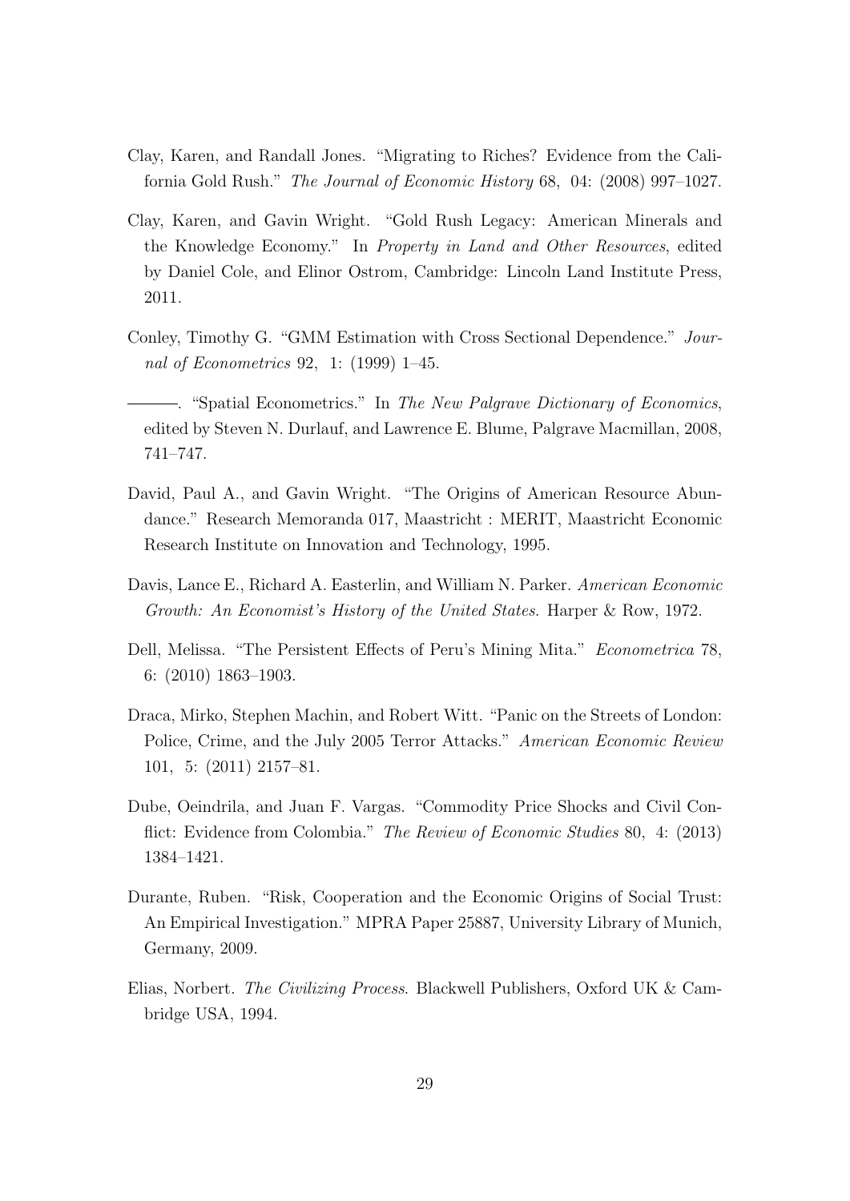Clay, Karen, and Randall Jones. "Migrating to Riches? Evidence from the California Gold Rush." *The Journal of Economic History* 68, 04: (2008) 997–1027.

Clay, Karen, and Gavin Wright. "Gold Rush Legacy: American Minerals and the Knowledge Economy." In *Property in Land and Other Resources*, edited by Daniel Cole, and Elinor Ostrom, Cambridge: Lincoln Land Institute Press, 2011.

Conley, Timothy G. "GMM Estimation with Cross Sectional Dependence." *Journal of Econometrics* 92, 1: (1999) 1–45.

———. "Spatial Econometrics." In *The New Palgrave Dictionary of Economics*, edited by Steven N. Durlauf, and Lawrence E. Blume, Palgrave Macmillan, 2008, 741–747.

David, Paul A., and Gavin Wright. "The Origins of American Resource Abundance." Research Memoranda 017, Maastricht : MERIT, Maastricht Economic Research Institute on Innovation and Technology, 1995.

Davis, Lance E., Richard A. Easterlin, and William N. Parker. *American Economic Growth: An Economist's History of the United States*. Harper & Row, 1972.

Dell, Melissa. "The Persistent Effects of Peru's Mining Mita." *Econometrica* 78, 6: (2010) 1863–1903.

Draca, Mirko, Stephen Machin, and Robert Witt. "Panic on the Streets of London: Police, Crime, and the July 2005 Terror Attacks." *American Economic Review* 101, 5: (2011) 2157–81.

Dube, Oeindrila, and Juan F. Vargas. "Commodity Price Shocks and Civil Conflict: Evidence from Colombia." *The Review of Economic Studies* 80, 4: (2013) 1384–1421.

Durante, Ruben. "Risk, Cooperation and the Economic Origins of Social Trust: An Empirical Investigation." MPRA Paper 25887, University Library of Munich, Germany, 2009.

Elias, Norbert. *The Civilizing Process*. Blackwell Publishers, Oxford UK & Cambridge USA, 1994.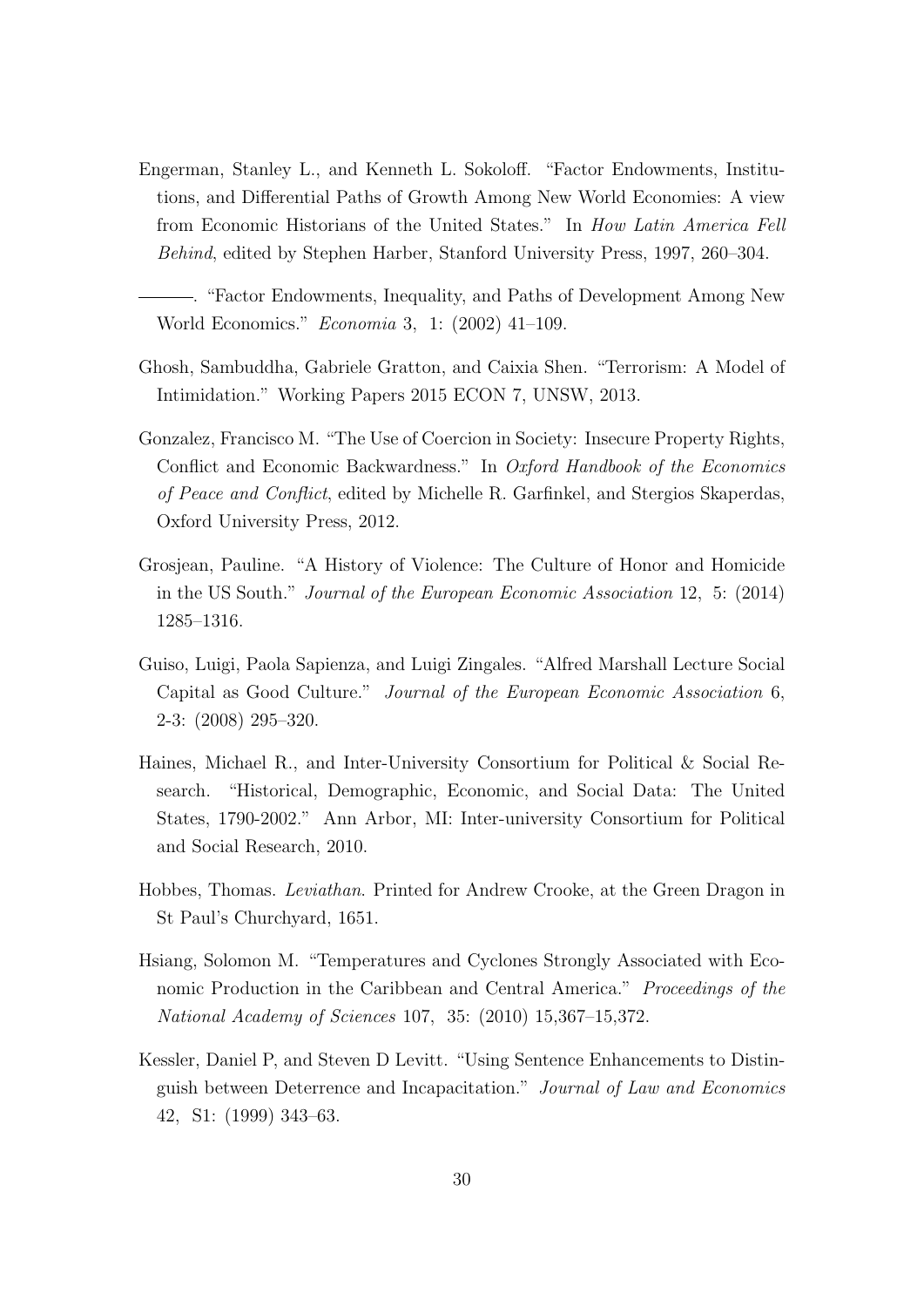Engerman, Stanley L., and Kenneth L. Sokoloff. "Factor Endowments, Institutions, and Differential Paths of Growth Among New World Economies: A view from Economic Historians of the United States." In *How Latin America Fell Behind*, edited by Stephen Harber, Stanford University Press, 1997, 260–304.

———. "Factor Endowments, Inequality, and Paths of Development Among New World Economics." *Economia* 3, 1: (2002) 41–109.

Ghosh, Sambuddha, Gabriele Gratton, and Caixia Shen. "Terrorism: A Model of Intimidation." Working Papers 2015 ECON 7, UNSW, 2013.

Gonzalez, Francisco M. "The Use of Coercion in Society: Insecure Property Rights, Conflict and Economic Backwardness." In *Oxford Handbook of the Economics of Peace and Conflict*, edited by Michelle R. Garfinkel, and Stergios Skaperdas, Oxford University Press, 2012.

Grosjean, Pauline. "A History of Violence: The Culture of Honor and Homicide in the US South." *Journal of the European Economic Association* 12, 5: (2014) 1285–1316.

Guiso, Luigi, Paola Sapienza, and Luigi Zingales. "Alfred Marshall Lecture Social Capital as Good Culture." *Journal of the European Economic Association* 6, 2-3: (2008) 295–320.

Haines, Michael R., and Inter-University Consortium for Political & Social Research. "Historical, Demographic, Economic, and Social Data: The United States, 1790-2002." Ann Arbor, MI: Inter-university Consortium for Political and Social Research, 2010.

Hobbes, Thomas. *Leviathan*. Printed for Andrew Crooke, at the Green Dragon in St Paul's Churchyard, 1651.

Hsiang, Solomon M. "Temperatures and Cyclones Strongly Associated with Economic Production in the Caribbean and Central America." *Proceedings of the National Academy of Sciences* 107, 35: (2010) 15,367–15,372.

Kessler, Daniel P, and Steven D Levitt. "Using Sentence Enhancements to Distinguish between Deterrence and Incapacitation." *Journal of Law and Economics* 42, S1: (1999) 343–63.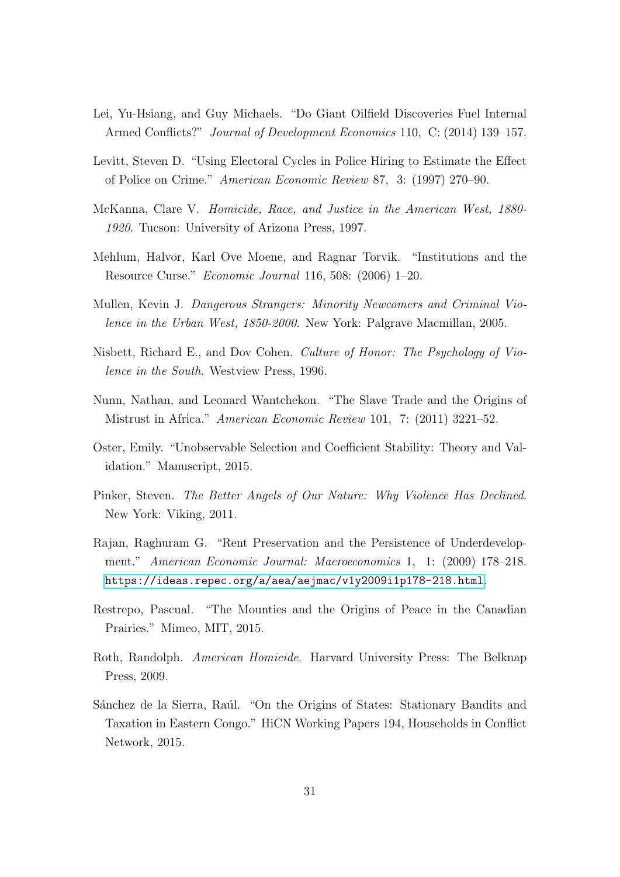Lei, Yu-Hsiang, and Guy Michaels. "Do Giant Oilfield Discoveries Fuel Internal Armed Conflicts?" *Journal of Development Economics* 110, C: (2014) 139–157.

Levitt, Steven D. "Using Electoral Cycles in Police Hiring to Estimate the Effect of Police on Crime." *American Economic Review* 87, 3: (1997) 270–90.

McKanna, Clare V. *Homicide, Race, and Justice in the American West, 1880-1920*. Tucson: University of Arizona Press, 1997.

Mehlum, Halvor, Karl Ove Moene, and Ragnar Torvik. "Institutions and the Resource Curse." *Economic Journal* 116, 508: (2006) 1–20.

Mullen, Kevin J. *Dangerous Strangers: Minority Newcomers and Criminal Violence in the Urban West, 1850-2000*. New York: Palgrave Macmillan, 2005.

Nisbett, Richard E., and Dov Cohen. *Culture of Honor: The Psychology of Violence in the South*. Westview Press, 1996.

Nunn, Nathan, and Leonard Wantchekon. "The Slave Trade and the Origins of Mistrust in Africa." *American Economic Review* 101, 7: (2011) 3221–52.

Oster, Emily. "Unobservable Selection and Coefficient Stability: Theory and Validation." Manuscript, 2015.

Pinker, Steven. *The Better Angels of Our Nature: Why Violence Has Declined*. New York: Viking, 2011.

Rajan, Raghuram G. "Rent Preservation and the Persistence of Underdevelopment." *American Economic Journal: Macroeconomics* 1, 1: (2009) 178–218. https://ideas.repec.org/a/aea/aejmac/v1y2009i1p178-218.html.

Restrepo, Pascual. "The Mounties and the Origins of Peace in the Canadian Prairies." Mimeo, MIT, 2015.

Roth, Randolph. *American Homicide*. Harvard University Press: The Belknap Press, 2009.

Sánchez de la Sierra, Raúl. "On the Origins of States: Stationary Bandits and Taxation in Eastern Congo." HiCN Working Papers 194, Households in Conflict Network, 2015.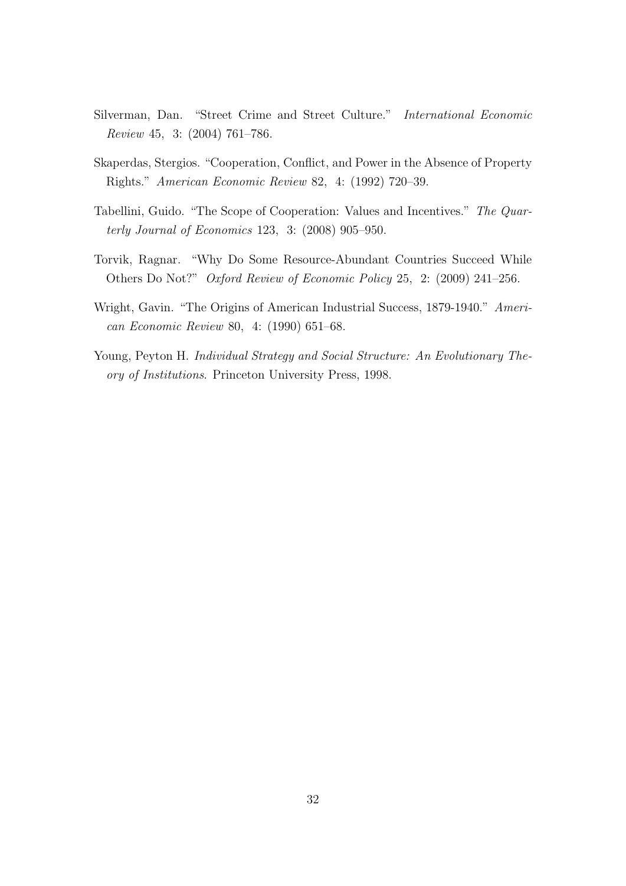Silverman, Dan. "Street Crime and Street Culture." *International Economic Review* 45, 3: (2004) 761–786.

Skaperdas, Stergios. "Cooperation, Conflict, and Power in the Absence of Property Rights." *American Economic Review* 82, 4: (1992) 720–39.

Tabellini, Guido. "The Scope of Cooperation: Values and Incentives." *The Quarterly Journal of Economics* 123, 3: (2008) 905–950.

Torvik, Ragnar. "Why Do Some Resource-Abundant Countries Succeed While Others Do Not?" *Oxford Review of Economic Policy* 25, 2: (2009) 241–256.

Wright, Gavin. "The Origins of American Industrial Success, 1879-1940." *American Economic Review* 80, 4: (1990) 651–68.

Young, Peyton H. *Individual Strategy and Social Structure: An Evolutionary Theory of Institutions*. Princeton University Press, 1998.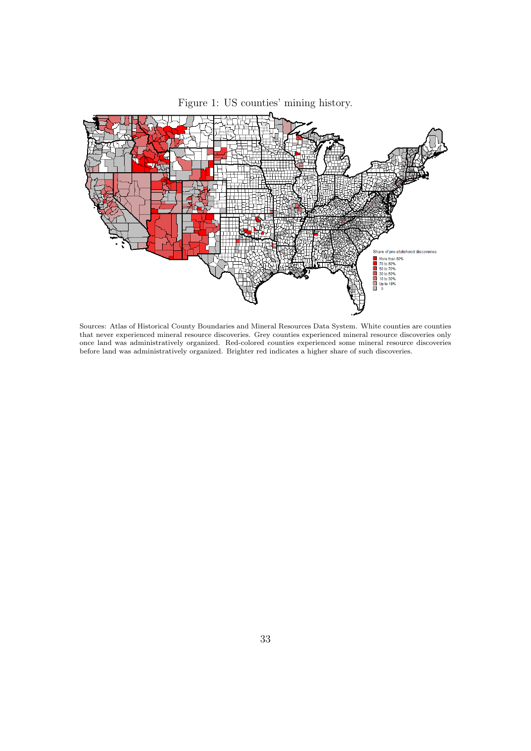Figure 1: US counties' mining history.

Share of pre-statehood discoveries
More than 80%
70 to 80%
50 to 70%
30 to 50%
10 to 30%
Up to 10%
0

Sources: Atlas of Historical County Boundaries and Mineral Resources Data System. White counties are counties that never experienced mineral resource discoveries. Grey counties experienced mineral resource discoveries only once land was administratively organized. Red-colored counties experienced some mineral resource discoveries before land was administratively organized. Brighter red indicates a higher share of such discoveries.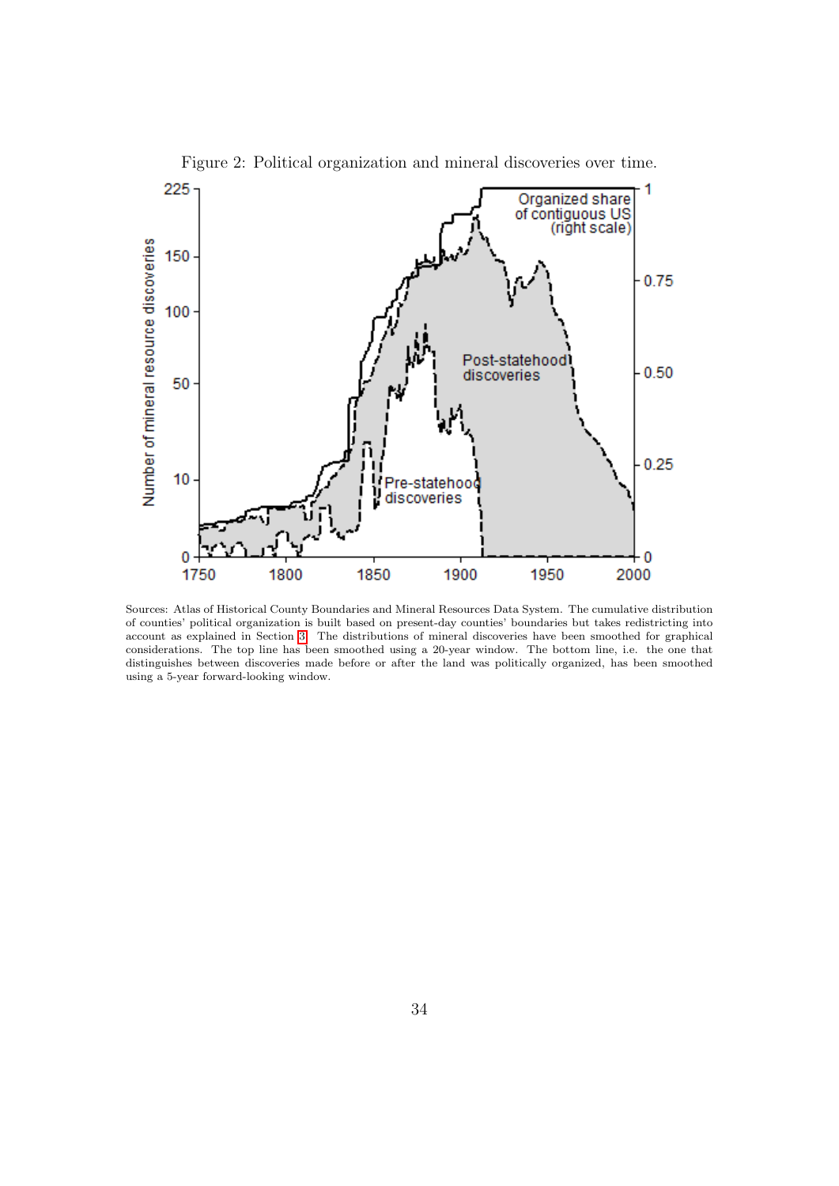Figure 2: Political organization and mineral discoveries over time.

Number of mineral resource discoveries

225
150
100
50
10
0

1
0.75
0.50
0.25
0

1750
1800
1850
1900
1950
2000

Organized share of contiguous US (right scale)

Post-statehood discoveries

Pre-statehood discoveries

Sources: Atlas of Historical County Boundaries and Mineral Resources Data System. The cumulative distribution of counties' political organization is built based on present-day counties' boundaries but takes redistricting into account as explained in Section 3. The distributions of mineral discoveries have been smoothed for graphical considerations. The top line has been smoothed using a 20-year window. The bottom line, i.e. the one that distinguishes between discoveries made before or after the land was politically organized, has been smoothed using a 5-year forward-looking window.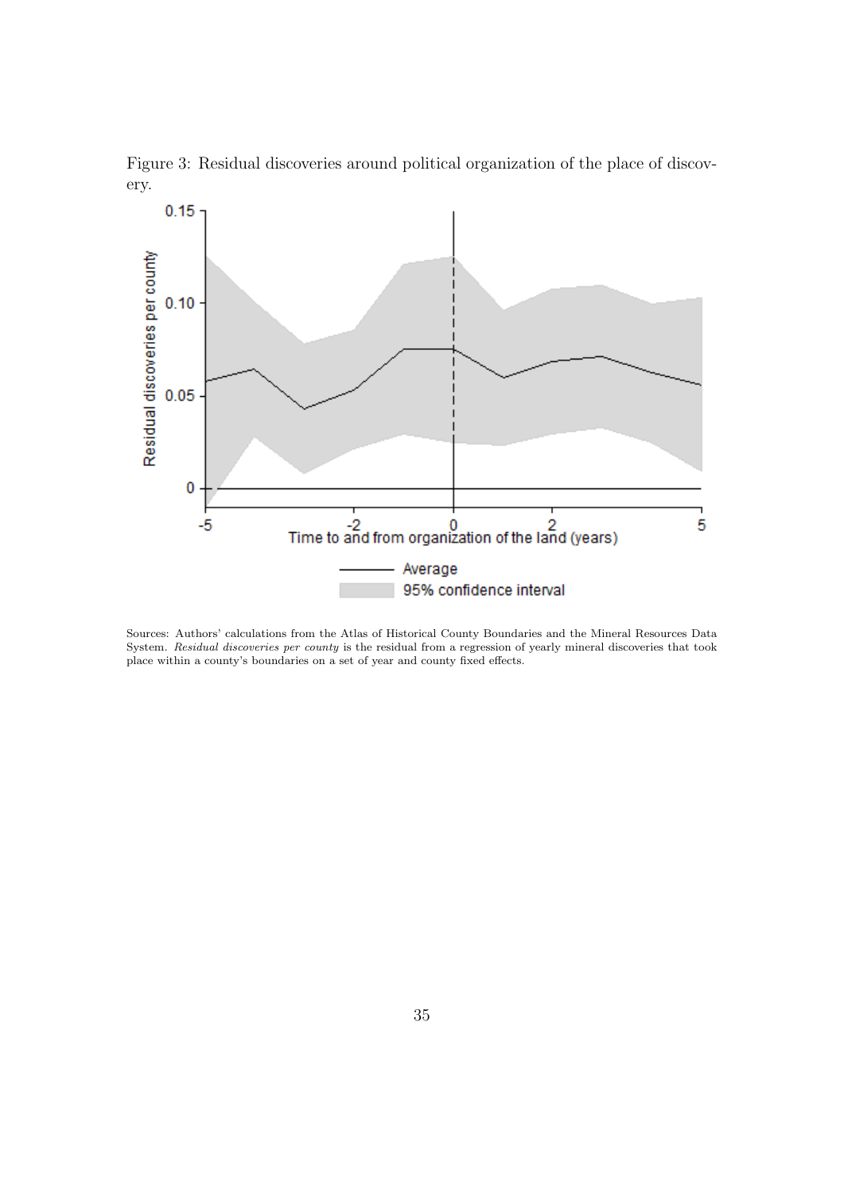Figure 3: Residual discoveries around political organization of the place of discovery.

Residual discoveries per county

0.15

0.10

0.05

0

-5

-2

0

2

5

Time to and from organization of the land (years)

Average

95% confidence interval

Sources: Authors' calculations from the Atlas of Historical County Boundaries and the Mineral Resources Data System. *Residual discoveries per county* is the residual from a regression of yearly mineral discoveries that took place within a county's boundaries on a set of year and county fixed effects.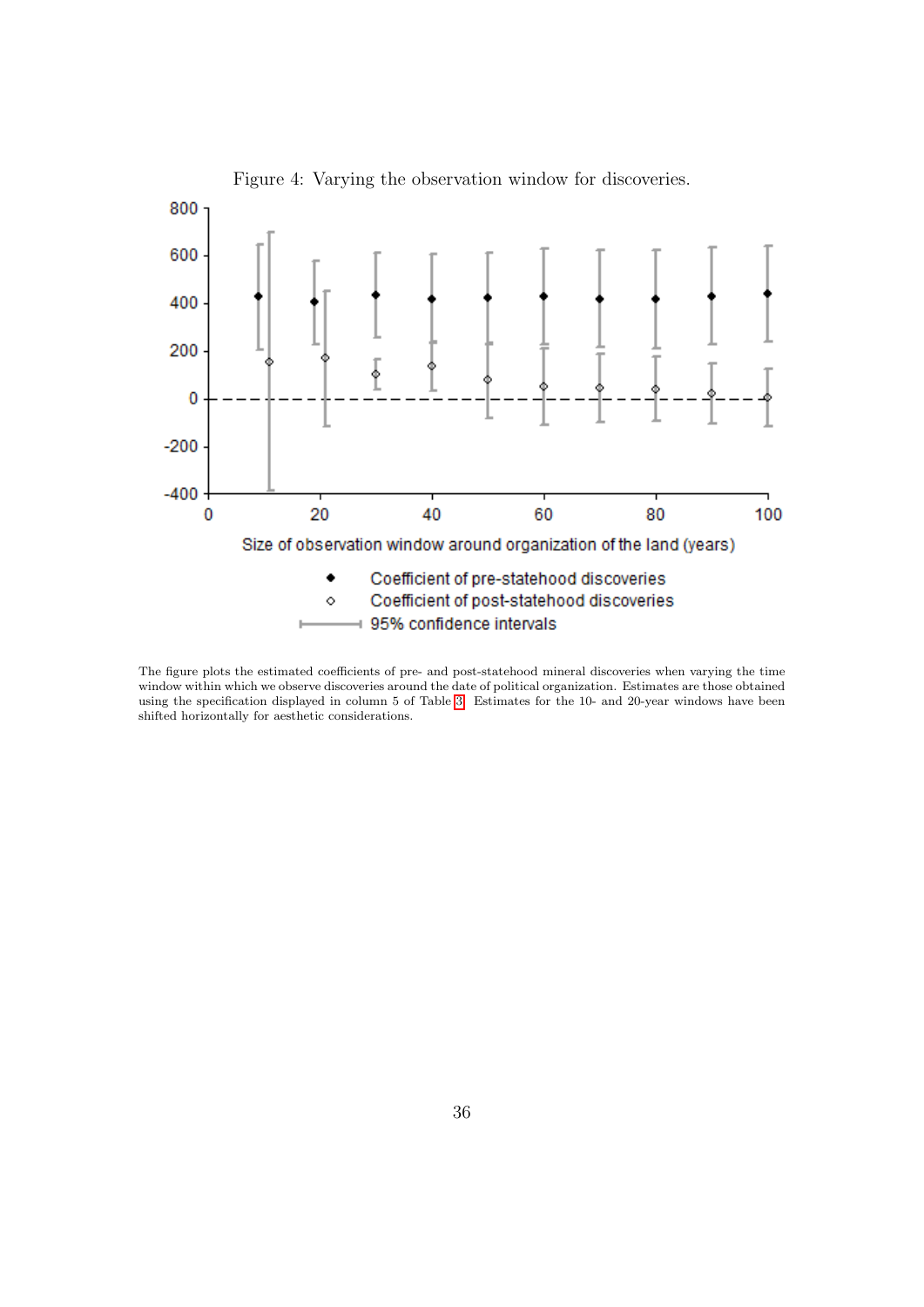Figure 4: Varying the observation window for discoveries.

800
600
400
200
0
-200
-400

0
20
40
60
80
100

Size of observation window around organization of the land (years)

Coefficient of pre-statehood discoveries
Coefficient of post-statehood discoveries
95% confidence intervals

The figure plots the estimated coefficients of pre- and post-statehood mineral discoveries when varying the time window within which we observe discoveries around the date of political organization. Estimates are those obtained using the specification displayed in column 5 of Table 3. Estimates for the 10- and 20-year windows have been shifted horizontally for aesthetic considerations.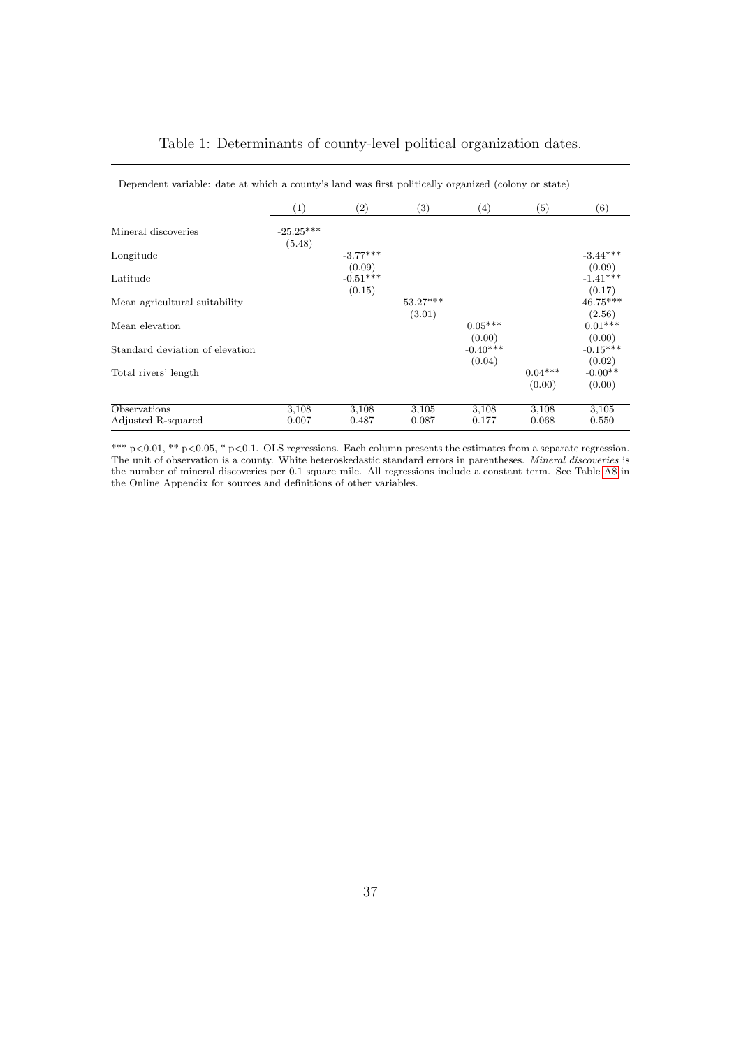Table 1: Determinants of county-level political organization dates.

| Dependent variable: date at which a county's land was first politically organized (colony or state) | | | | | | |
|---|---|---|---|---|---|---|
| | (1) | (2) | (3) | (4) | (5) | (6) |
| Mineral discoveries | -25.25*** | | | | | |
| | (5.48) | | | | | |
| Longitude | | -3.77*** | | | | -3.44*** |
| | | (0.09) | | | | (0.09) |
| Latitude | | -0.51*** | | | | -1.41*** |
| | | (0.15) | | | | (0.17) |
| Mean agricultural suitability | | | 53.27*** | | | 46.75*** |
| | | | (3.01) | | | (2.56) |
| Mean elevation | | | | 0.05*** | | 0.01*** |
| | | | | (0.00) | | (0.00) |
| Standard deviation of elevation | | | | -0.40*** | | -0.15*** |
| | | | | (0.04) | | (0.02) |
| Total rivers' length | | | | | 0.04*** | -0.00** |
| | | | | | (0.00) | (0.00) |
| Observations | 3,108 | 3,108 | 3,105 | 3,108 | 3,108 | 3,105 |
| Adjusted R-squared | 0.007 | 0.487 | 0.087 | 0.177 | 0.068 | 0.550 |

*** $p<0.01$, ** $p<0.05$, * $p<0.1$. OLS regressions. Each column presents the estimates from a separate regression. The unit of observation is a county. White heteroskedastic standard errors in parentheses. *Mineral discoveries* is the number of mineral discoveries per 0.1 square mile. All regressions include a constant term. See Table A8 in the Online Appendix for sources and definitions of other variables.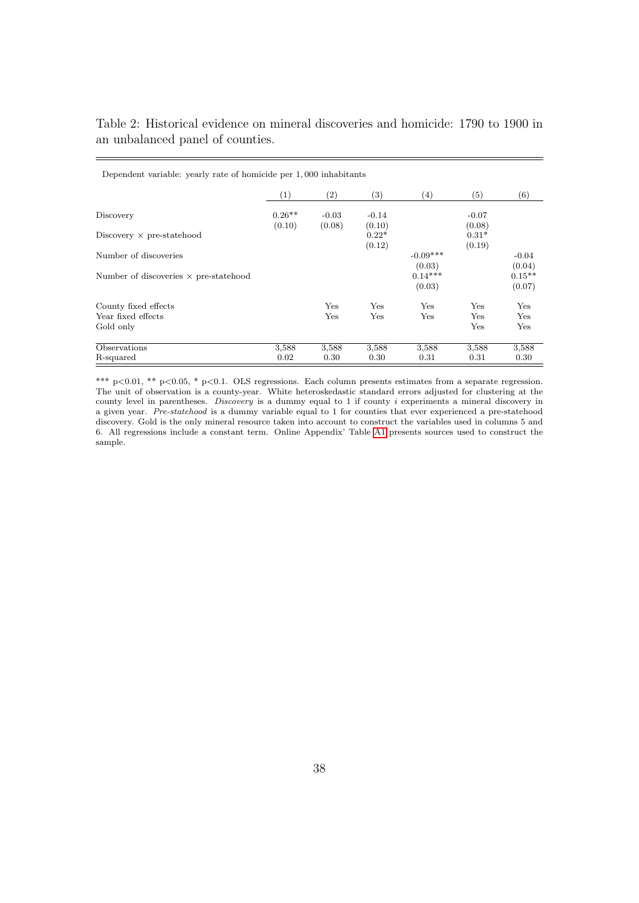Table 2: Historical evidence on mineral discoveries and homicide: 1790 to 1900 in an unbalanced panel of counties.

| Dependent variable: yearly rate of homicide per 1,000 inhabitants | (1) | (2) | (3) | (4) | (5) | (6) |
|---|---|---|---|---|---|---|
| Discovery | 0.26** | -0.03 | -0.14 | | -0.07 | |
| | (0.10) | (0.08) | (0.10) | | (0.08) | |
| Discovery × pre-statehood | | | 0.22* | | 0.31* | |
| | | | (0.12) | | (0.19) | |
| Number of discoveries | | | | -0.09*** | | -0.04 |
| | | | | (0.03) | | (0.04) |
| Number of discoveries × pre-statehood | | | | 0.14*** | | 0.15** |
| | | | | (0.03) | | (0.07) |
| County fixed effects | | Yes | Yes | Yes | Yes | Yes |
| Year fixed effects | | Yes | Yes | Yes | Yes | Yes |
| Gold only | | | | | Yes | Yes |
| Observations | 3,588 | 3,588 | 3,588 | 3,588 | 3,588 | 3,588 |
| R-squared | 0.02 | 0.30 | 0.30 | 0.31 | 0.31 | 0.30 |

*** p<0.01, ** p<0.05, * p<0.1. OLS regressions. Each column presents estimates from a separate regression. The unit of observation is a county-year. White heteroskedastic standard errors adjusted for clustering at the county level in parentheses. *Discovery* is a dummy equal to 1 if county $i$ experiments a mineral discovery in a given year. *Pre-statehood* is a dummy variable equal to 1 for counties that ever experienced a pre-statehood discovery. Gold is the only mineral resource taken into account to construct the variables used in columns 5 and 6. All regressions include a constant term. Online Appendix' Table A1 presents sources used to construct the sample.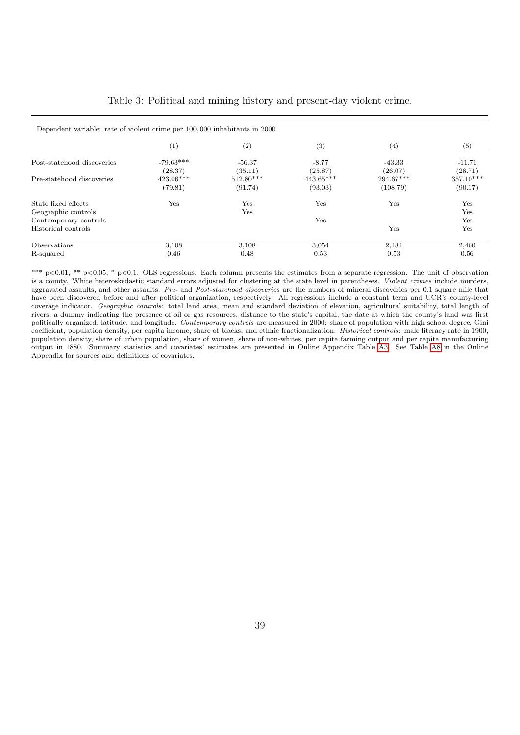Table 3: Political and mining history and present-day violent crime.

Dependent variable: rate of violent crime per 100,000 inhabitants in 2000

| | (1) | (2) | (3) | (4) | (5) |
|---|---|---|---|---|---|
| Post-statehood discoveries | -79.63*** | -56.37 | -8.77 | -43.33 | -11.71 |
| | (28.37) | (35.11) | (25.87) | (26.07) | (28.71) |
| Pre-statehood discoveries | 423.06*** | 512.80*** | 443.65*** | 294.67*** | 357.10*** |
| | (79.81) | (91.74) | (93.03) | (108.79) | (90.17) |
| State fixed effects | Yes | Yes | Yes | Yes | Yes |
| Geographic controls | | Yes | | | Yes |
| Contemporary controls | | | Yes | | Yes |
| Historical controls | | | | Yes | Yes |
| Observations | 3,108 | 3,108 | 3,054 | 2,484 | 2,460 |
| R-squared | 0.46 | 0.48 | 0.53 | 0.53 | 0.56 |

*** p<0.01, ** p<0.05, * p<0.1. OLS regressions. Each column presents the estimates from a separate regression. The unit of observation is a county. White heteroskedastic standard errors adjusted for clustering at the state level in parentheses. *Violent crimes* include murders, aggravated assaults, and other assaults. *Pre-* and *Post-statehood discoveries* are the numbers of mineral discoveries per 0.1 square mile that have been discovered before and after political organization, respectively. All regressions include a constant term and UCR's county-level coverage indicator. *Geographic controls*: total land area, mean and standard deviation of elevation, agricultural suitability, total length of rivers, a dummy indicating the presence of oil or gas resources, distance to the state's capital, the date at which the county's land was first politically organized, latitude, and longitude. *Contemporary controls* are measured in 2000: share of population with high school degree, Gini coefficient, population density, per capita income, share of blacks, and ethnic fractionalization. *Historical controls*: male literacy rate in 1900, population density, share of urban population, share of women, share of non-whites, per capita farming output and per capita manufacturing output in 1880. Summary statistics and covariates' estimates are presented in Online Appendix Table A3. See Table A8 in the Online Appendix for sources and definitions of covariates.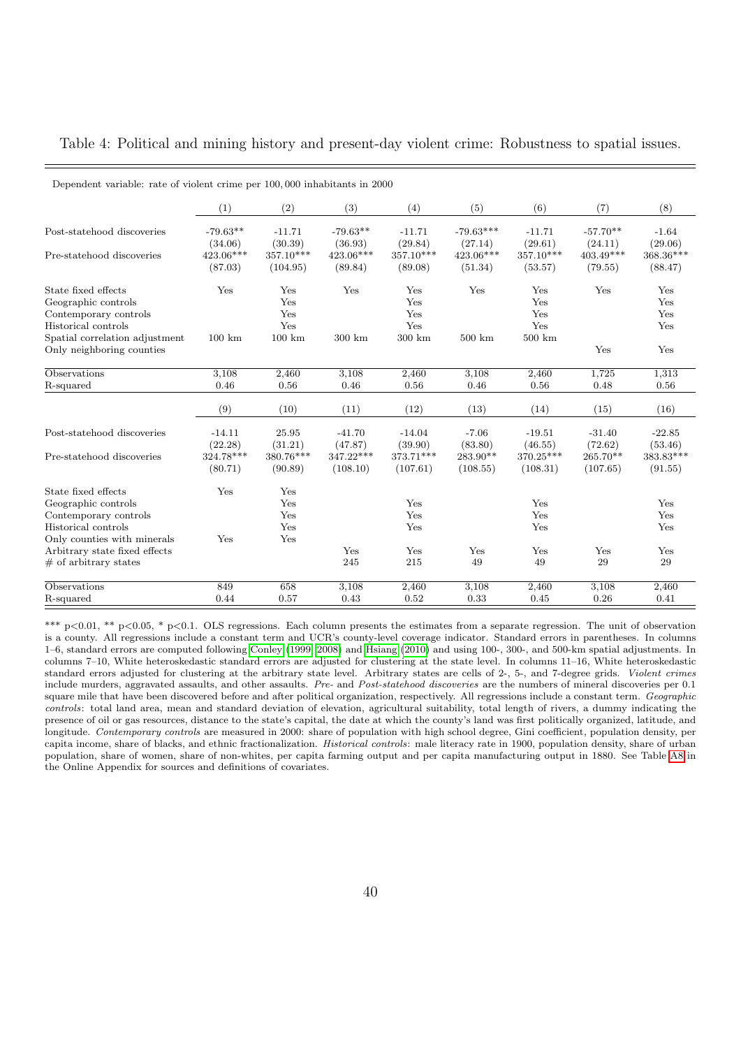Table 4: Political and mining history and present-day violent crime: Robustness to spatial issues.

Dependent variable: rate of violent crime per 100,000 inhabitants in 2000

| | (1) | (2) | (3) | (4) | (5) | (6) | (7) | (8) |
|---|---|---|---|---|---|---|---|---|
| Post-statehood discoveries | -79.63** | -11.71 | -79.63** | -11.71 | -79.63*** | -11.71 | -57.70** | -1.64 |
| | (34.06) | (30.39) | (36.93) | (29.84) | (27.14) | (29.61) | (24.11) | (29.06) |
| Pre-statehood discoveries | 423.06*** | 357.10*** | 423.06*** | 357.10*** | 423.06*** | 357.10*** | 403.49*** | 368.36*** |
| | (87.03) | (104.95) | (89.84) | (89.08) | (51.34) | (53.57) | (79.55) | (88.47) |
| State fixed effects | Yes | Yes | Yes | Yes | Yes | Yes | Yes | Yes |
| Geographic controls | | Yes | | Yes | | Yes | | Yes |
| Contemporary controls | | Yes | | Yes | | Yes | | Yes |
| Historical controls | | Yes | | Yes | | Yes | | Yes |
| Spatial correlation adjustment | 100 km | 100 km | 300 km | 300 km | 500 km | 500 km | | |
| Only neighboring counties | | | | | | | Yes | Yes |
| Observations | 3,108 | 2,460 | 3,108 | 2,460 | 3,108 | 2,460 | 1,725 | 1,313 |
| R-squared | 0.46 | 0.56 | 0.46 | 0.56 | 0.46 | 0.56 | 0.48 | 0.56 |

| | (9) | (10) | (11) | (12) | (13) | (14) | (15) | (16) |
|---|---|---|---|---|---|---|---|---|
| Post-statehood discoveries | -14.11 | 25.95 | -41.70 | -14.04 | -7.06 | -19.51 | -31.40 | -22.85 |
| | (22.28) | (31.21) | (47.87) | (39.90) | (83.80) | (46.55) | (72.62) | (53.46) |
| Pre-statehood discoveries | 324.78*** | 380.76*** | 347.22*** | 373.71*** | 283.90** | 370.25*** | 265.70** | 383.83*** |
| | (80.71) | (90.89) | (108.10) | (107.61) | (108.55) | (108.31) | (107.65) | (91.55) |
| State fixed effects | Yes | Yes | | | | | | |
| Geographic controls | | Yes | | Yes | | Yes | | Yes |
| Contemporary controls | | Yes | | Yes | | Yes | | Yes |
| Historical controls | | Yes | | Yes | | Yes | | Yes |
| Only counties with minerals | Yes | Yes | | | | | | |
| Arbitrary state fixed effects | | | Yes | Yes | Yes | Yes | Yes | Yes |
| # of arbitrary states | | | 245 | 215 | 49 | 49 | 29 | 29 |
| Observations | 849 | 658 | 3,108 | 2,460 | 3,108 | 2,460 | 3,108 | 2,460 |
| R-squared | 0.44 | 0.57 | 0.43 | 0.52 | 0.33 | 0.45 | 0.26 | 0.41 |

*** p<0.01, ** p<0.05, * p<0.1. OLS regressions. Each column presents the estimates from a separate regression. The unit of observation is a county. All regressions include a constant term and UCR's county-level coverage indicator. Standard errors in parentheses. In columns 1–6, standard errors are computed following Conley (1999, 2008) and Hsiang (2010) and using 100-, 300-, and 500-km spatial adjustments. In columns 7–10, White heteroskedastic standard errors are adjusted for clustering at the state level. In columns 11–16, White heteroskedastic standard errors adjusted for clustering at the arbitrary state level. Arbitrary states are cells of 2-, 5-, and 7-degree grids. *Violent crimes* include murders, aggravated assaults, and other assaults. *Pre-* and *Post-statehood discoveries* are the numbers of mineral discoveries per 0.1 square mile that have been discovered before and after political organization, respectively. All regressions include a constant term. *Geographic controls*: total land area, mean and standard deviation of elevation, agricultural suitability, total length of rivers, a dummy indicating the presence of oil or gas resources, distance to the state's capital, the date at which the county's land was first politically organized, latitude, and longitude. *Contemporary controls* are measured in 2000: share of population with high school degree, Gini coefficient, population density, per capita income, share of blacks, and ethnic fractionalization. *Historical controls*: male literacy rate in 1900, population density, share of urban population, share of women, share of non-whites, per capita farming output and per capita manufacturing output in 1880. See Table A8 in the Online Appendix for sources and definitions of covariates.